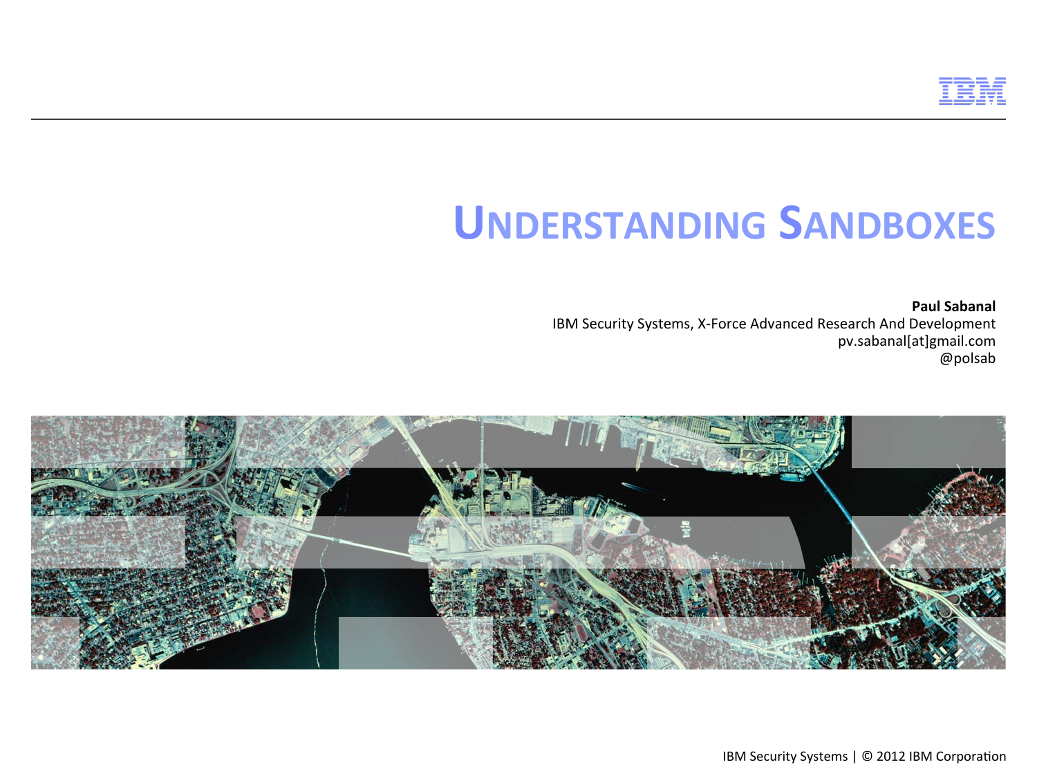# UNDERSTANDING SANDBOXES

**Paul Sabanal**
IBM Security Systems, X-Force Advanced Research And Development
pv.sabanal[at]gmail.com
@polsab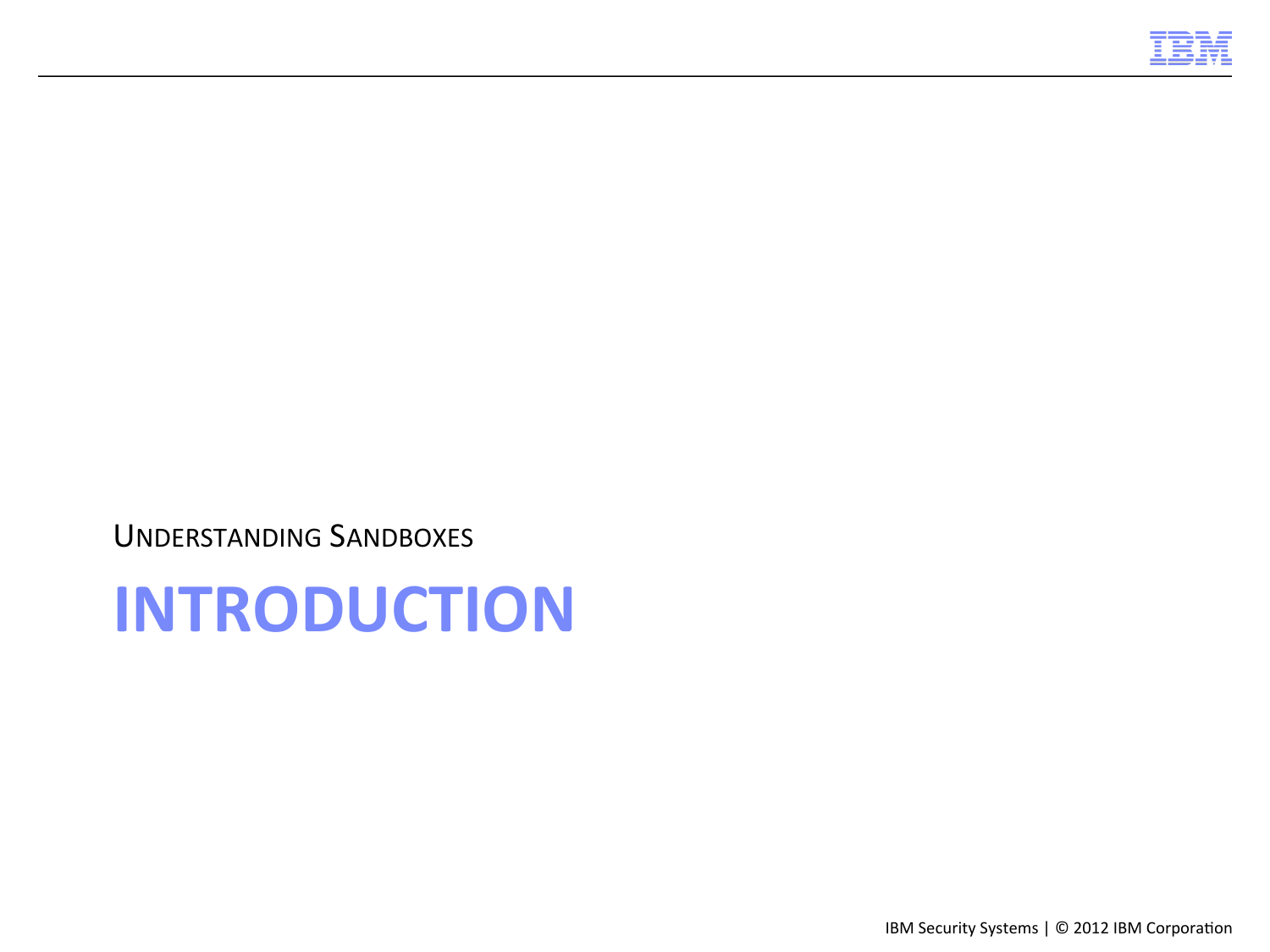UNDERSTANDING SANDBOXES

# INTRODUCTION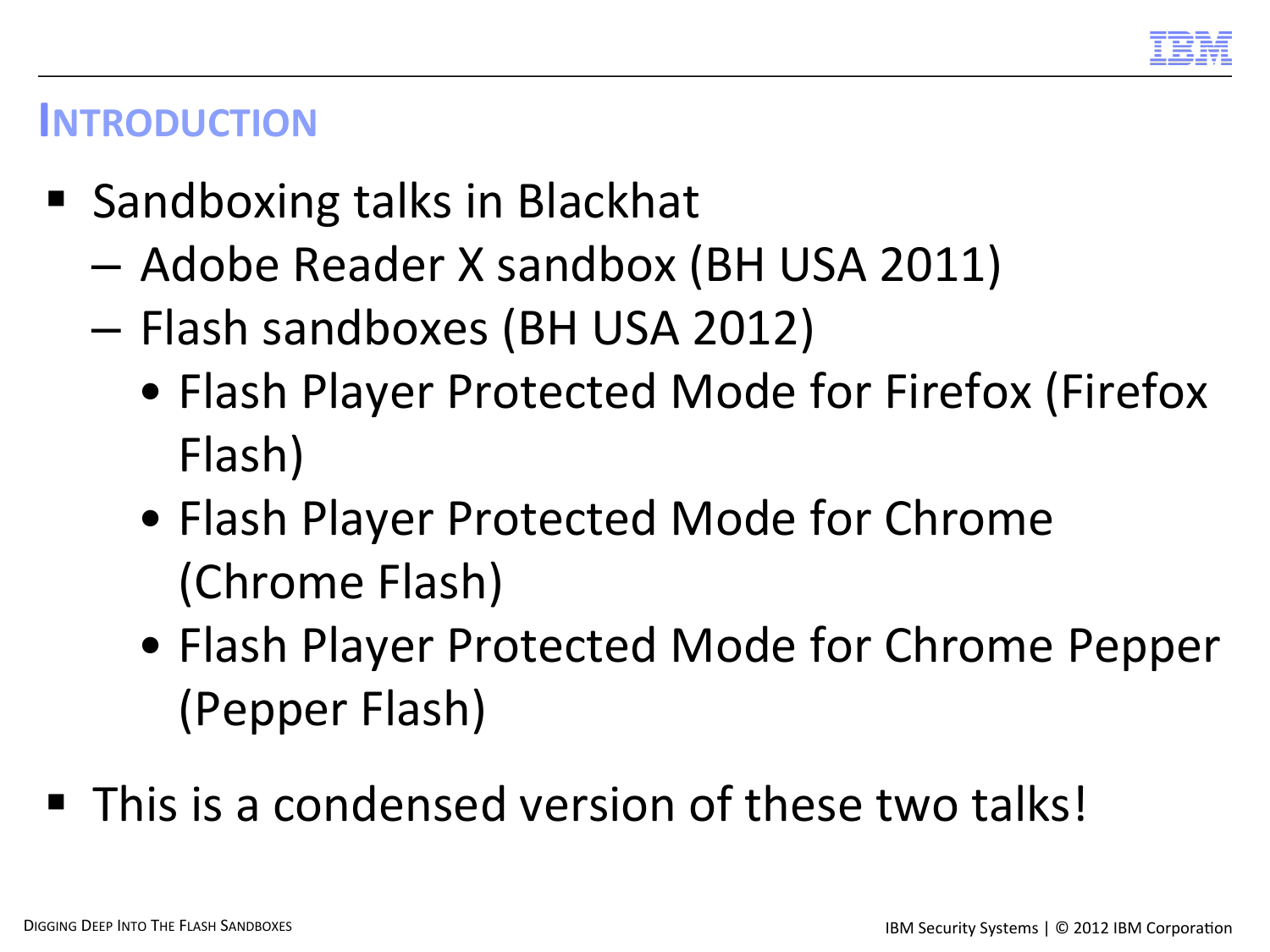# Introduction

- Sandboxing talks in Blackhat
  - Adobe Reader X sandbox (BH USA 2011)
  - Flash sandboxes (BH USA 2012)
    - Flash Player Protected Mode for Firefox (Firefox Flash)
    - Flash Player Protected Mode for Chrome (Chrome Flash)
    - Flash Player Protected Mode for Chrome Pepper (Pepper Flash)
- This is a condensed version of these two talks!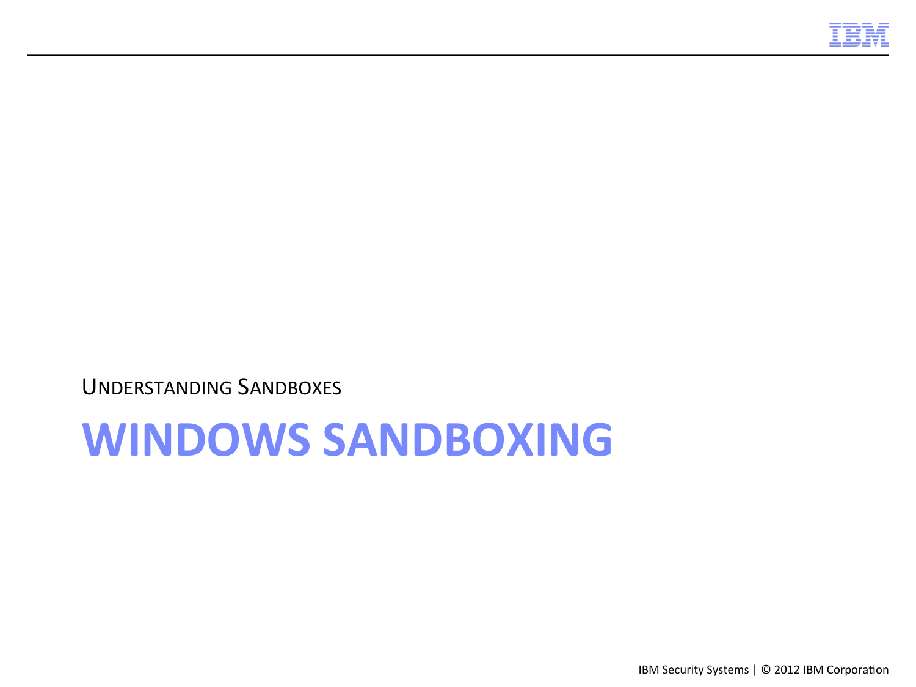UNDERSTANDING SANDBOXES

# WINDOWS SANDBOXING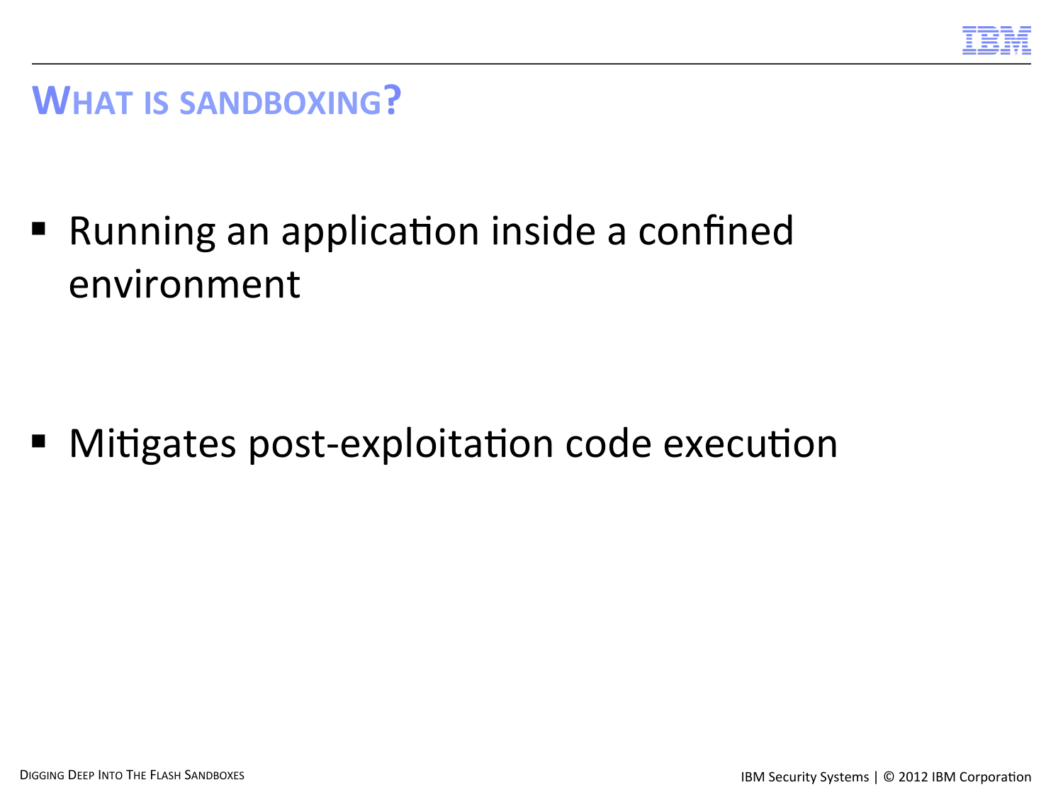## What is sandboxing?

- Running an application inside a confined environment

- Mitigates post-exploitation code execution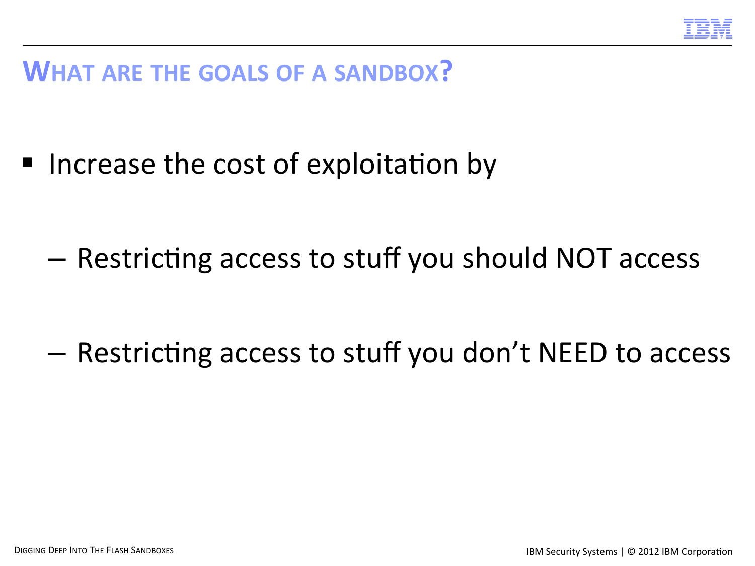# What are the goals of a sandbox?

- Increase the cost of exploitation by
  - Restricting access to stuff you should NOT access
  - Restricting access to stuff you don't NEED to access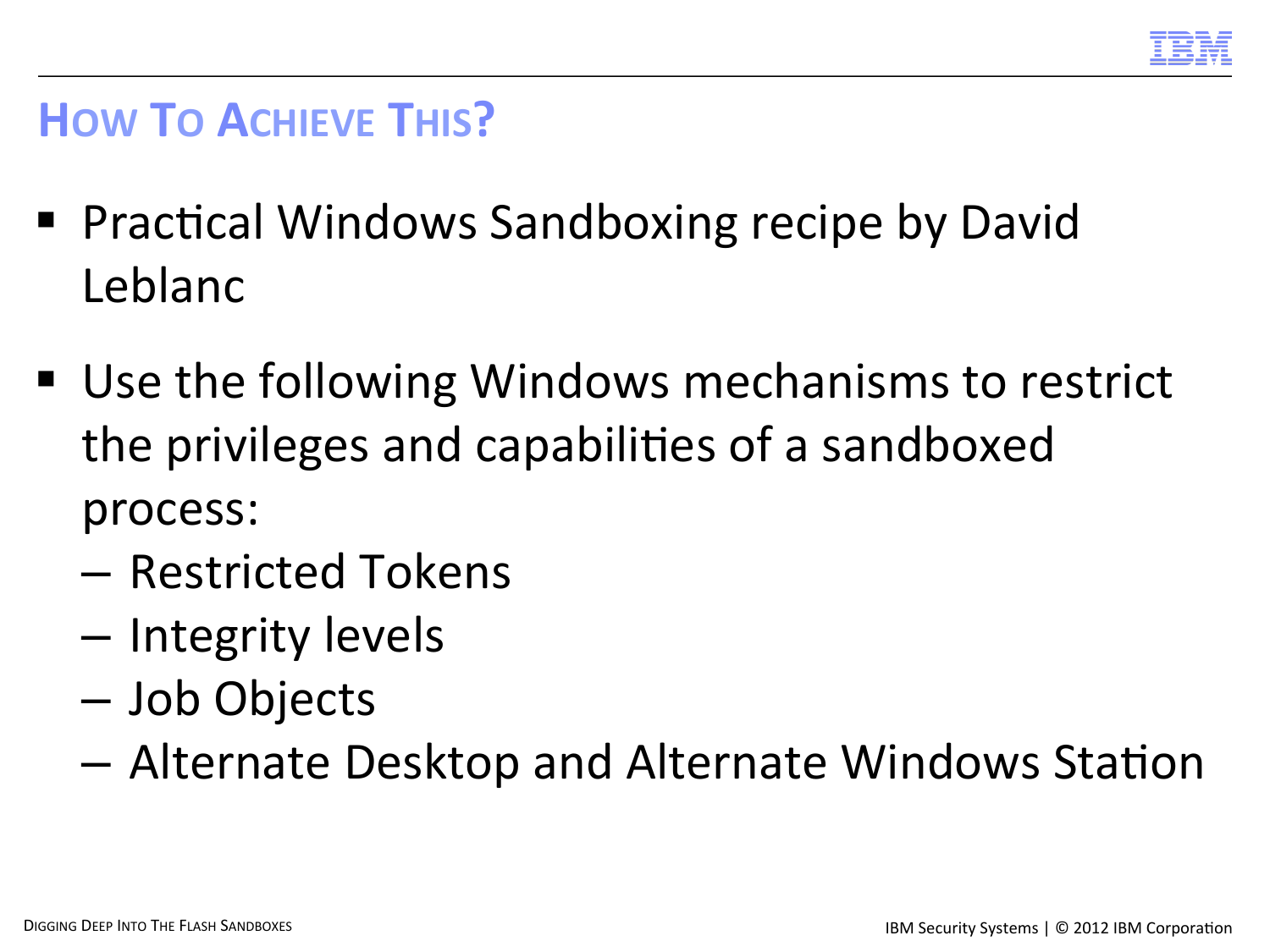## How To Achieve This?

- Practical Windows Sandboxing recipe by David Leblanc
- Use the following Windows mechanisms to restrict the privileges and capabilities of a sandboxed process:
  - Restricted Tokens
  - Integrity levels
  - Job Objects
  - Alternate Desktop and Alternate Windows Station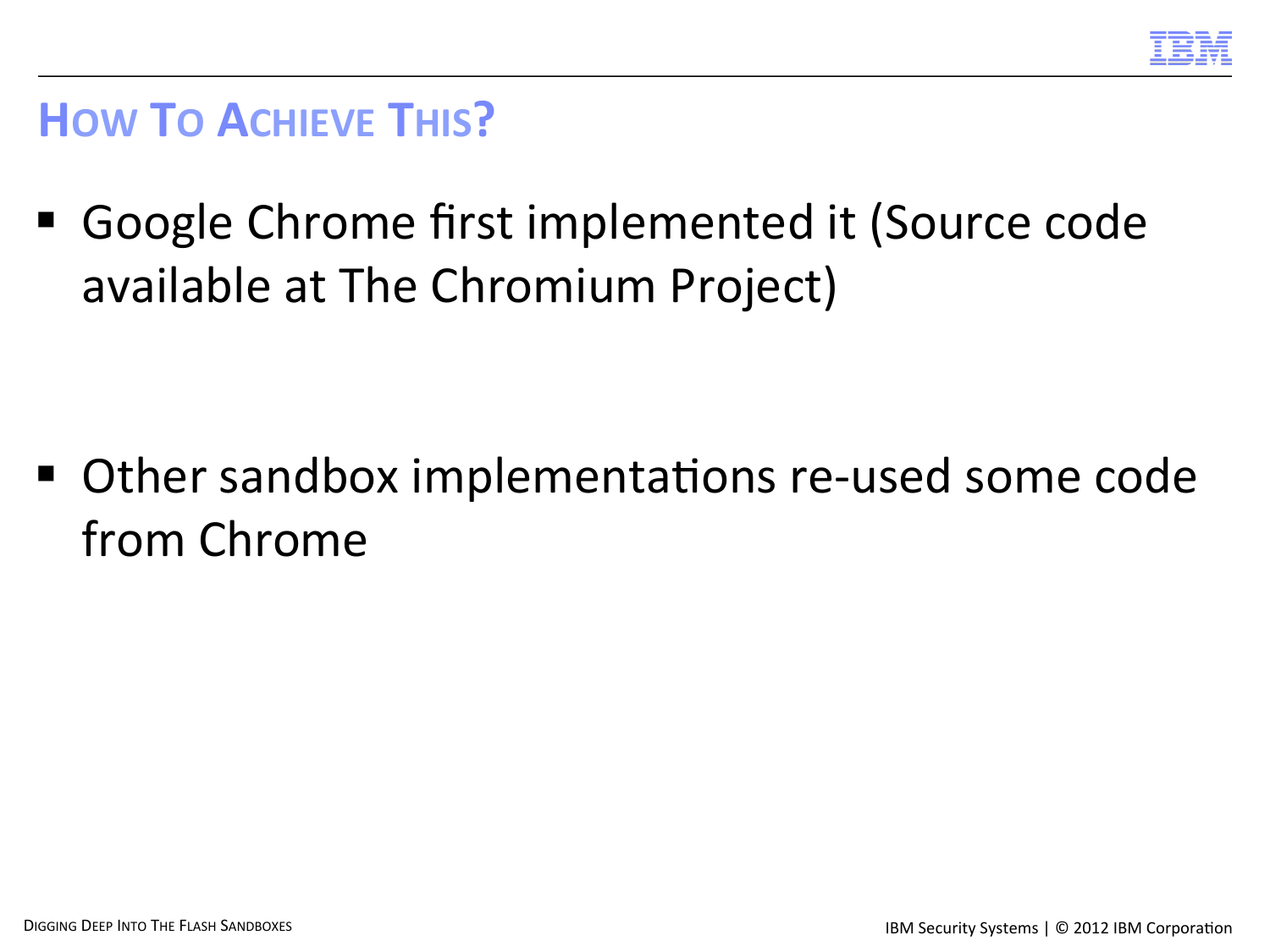## How To Achieve This?

- Google Chrome first implemented it (Source code available at The Chromium Project)

- Other sandbox implementations re-used some code from Chrome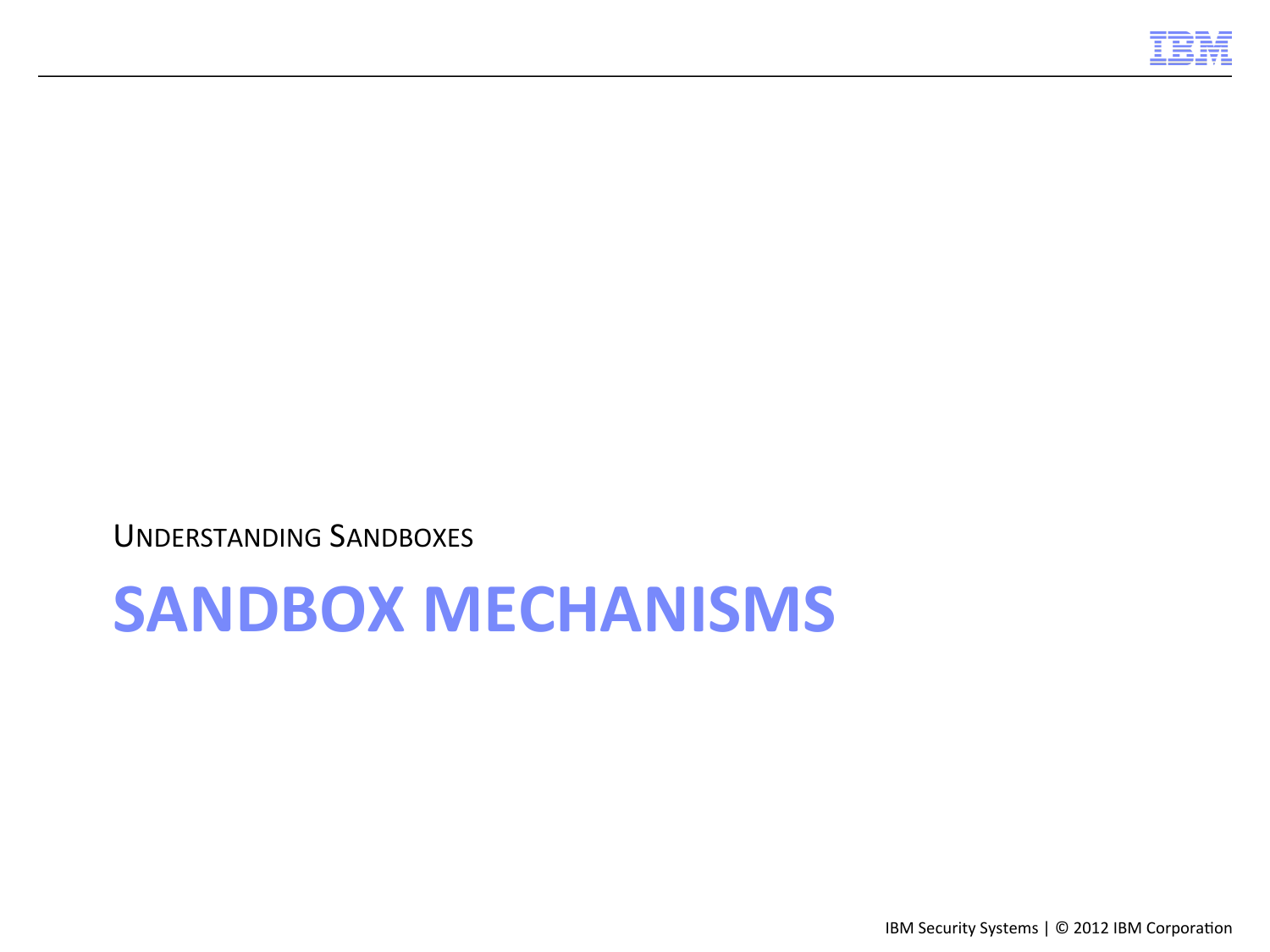Understanding Sandboxes

# SANDBOX MECHANISMS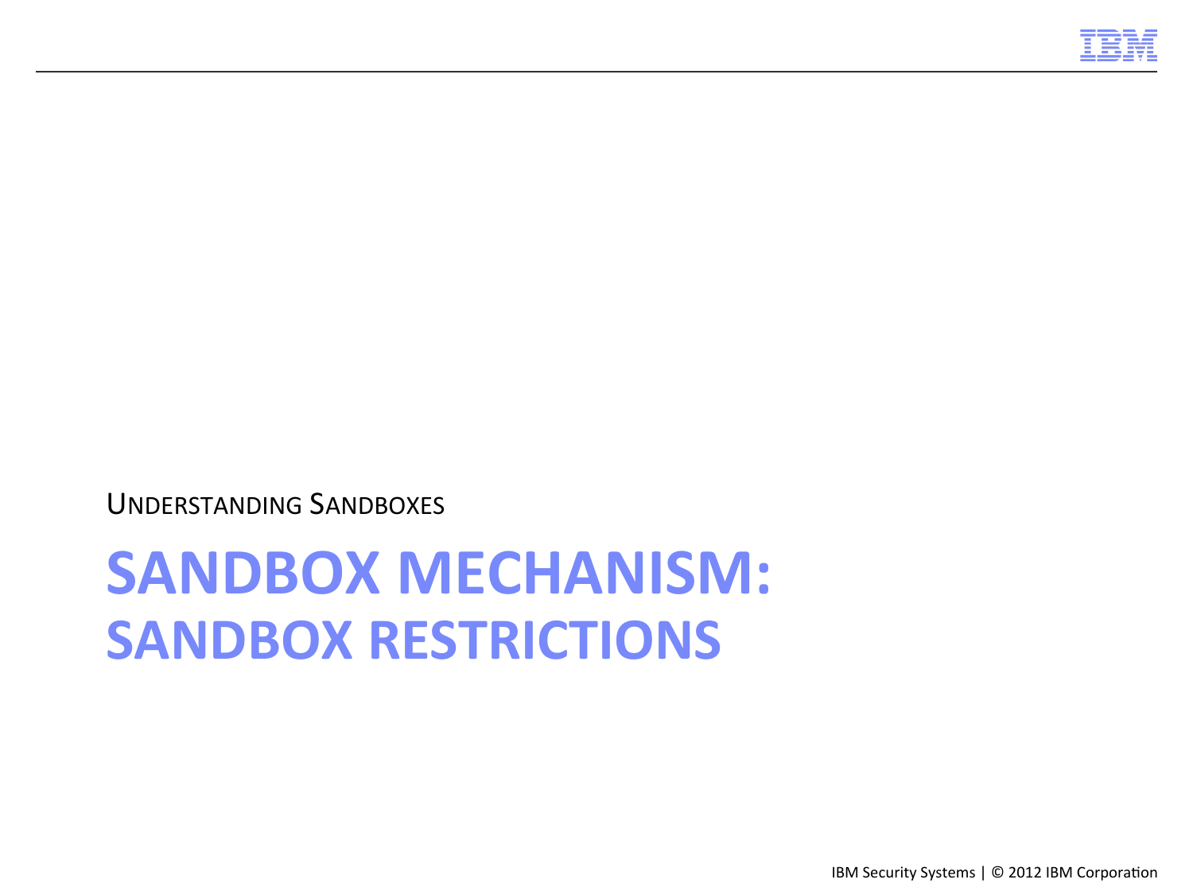UNDERSTANDING SANDBOXES

# SANDBOX MECHANISM:
## SANDBOX RESTRICTIONS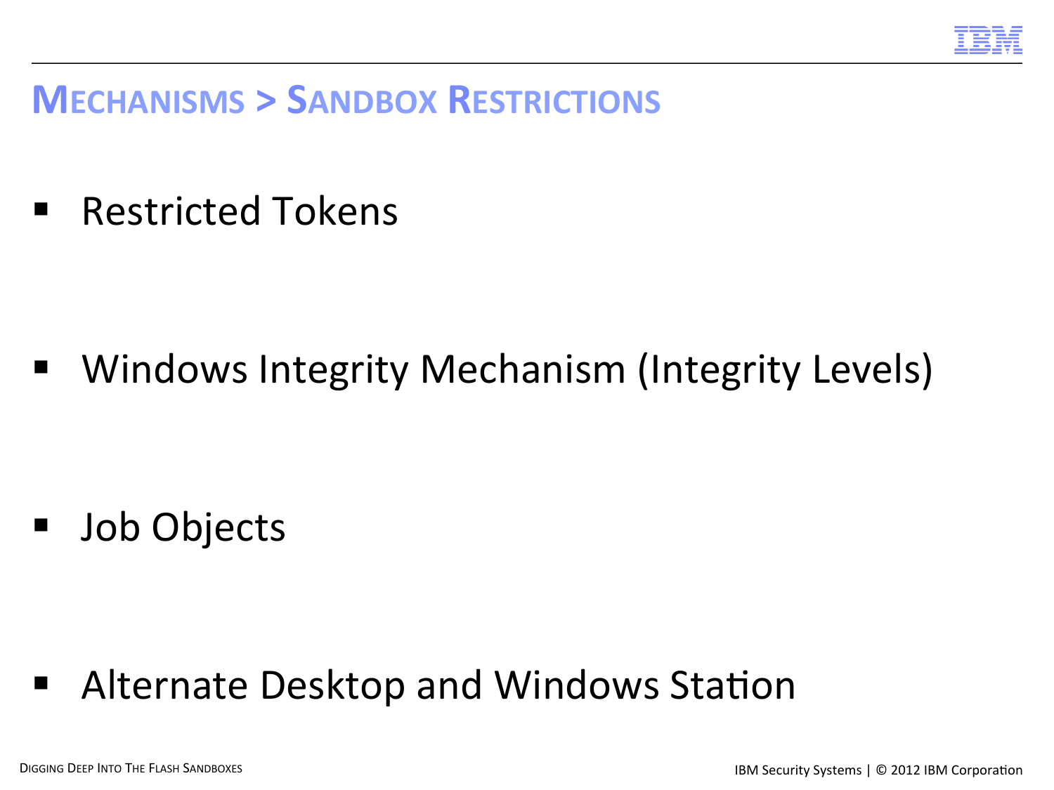# Mechanisms > Sandbox Restrictions

- Restricted Tokens

- Windows Integrity Mechanism (Integrity Levels)

- Job Objects

- Alternate Desktop and Windows Station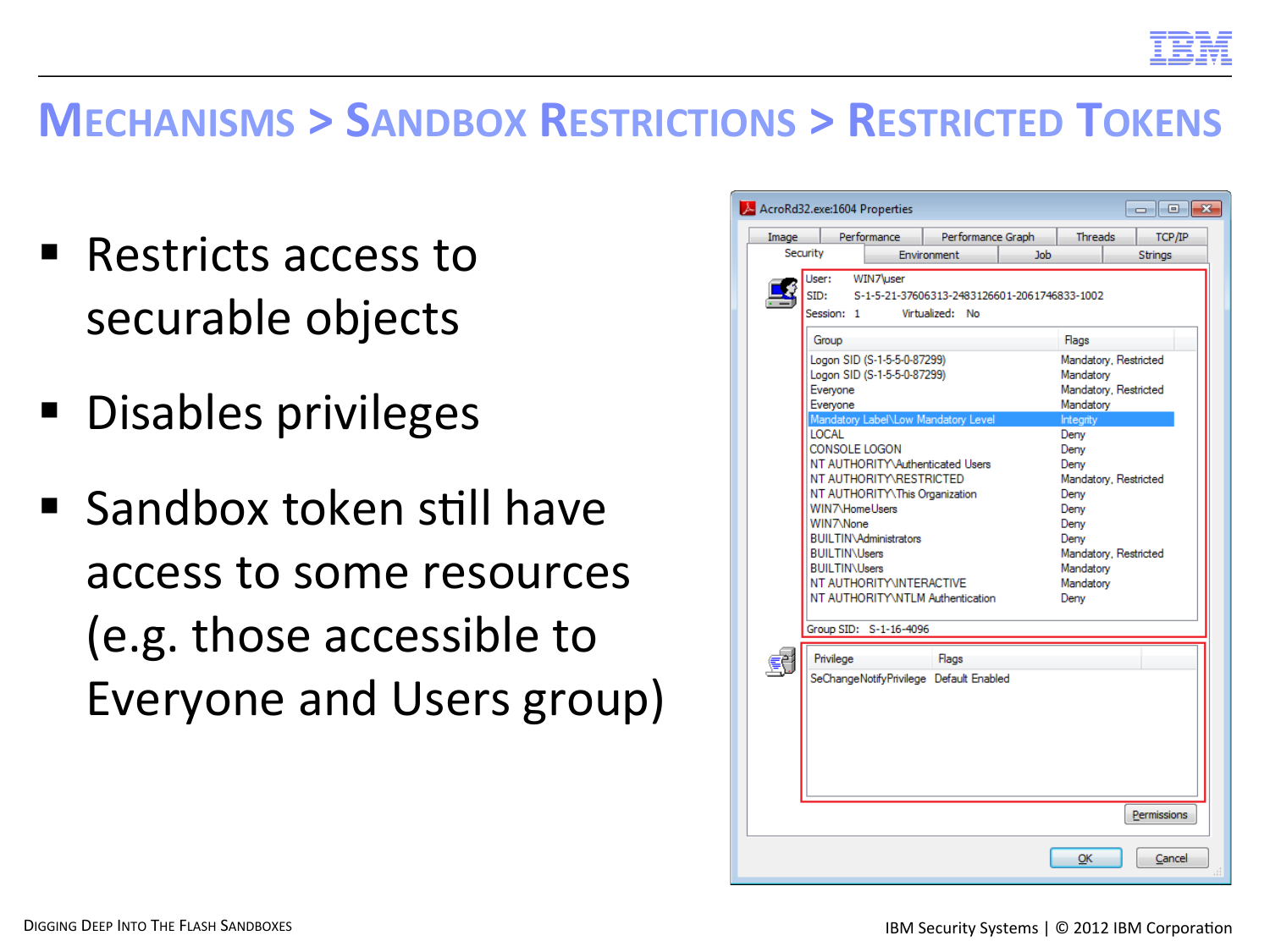# MECHANISMS > SANDBOX RESTRICTIONS > RESTRICTED TOKENS

- Restricts access to securable objects
- Disables privileges
- Sandbox token still have access to some resources (e.g. those accessible to Everyone and Users group)

AcroRd32.exe:1604 Properties

Image | Performance | Performance Graph | Threads | TCP/IP | Security | Environment | Job | Strings

User: WIN7\user
SID: S-1-5-21-37606313-2483126601-2061746833-1002
Session: 1 Virtualized: No

| Group | Flags |
| --- | --- |
| Logon SID (S-1-5-5-0-87299) | Mandatory, Restricted |
| Logon SID (S-1-5-5-0-87299) | Mandatory |
| Everyone | Mandatory, Restricted |
| Everyone | Mandatory |
| Mandatory Label\Low Mandatory Level | Integrity |
| LOCAL | Deny |
| CONSOLE LOGON | Deny |
| NT AUTHORITY\Authenticated Users | Deny |
| NT AUTHORITY\RESTRICTED | Mandatory, Restricted |
| NT AUTHORITY\This Organization | Deny |
| WIN7\HomeUsers | Deny |
| WIN7\None | Deny |
| BUILTIN\Administrators | Deny |
| BUILTIN\Users | Mandatory, Restricted |
| BUILTIN\Users | Mandatory |
| NT AUTHORITY\INTERACTIVE | Mandatory |
| NT AUTHORITY\NTLM Authentication | Deny |

Group SID: S-1-16-4096

| Privilege | Flags |
| --- | --- |
| SeChangeNotifyPrivilege | Default Enabled |

Permissions

OK Cancel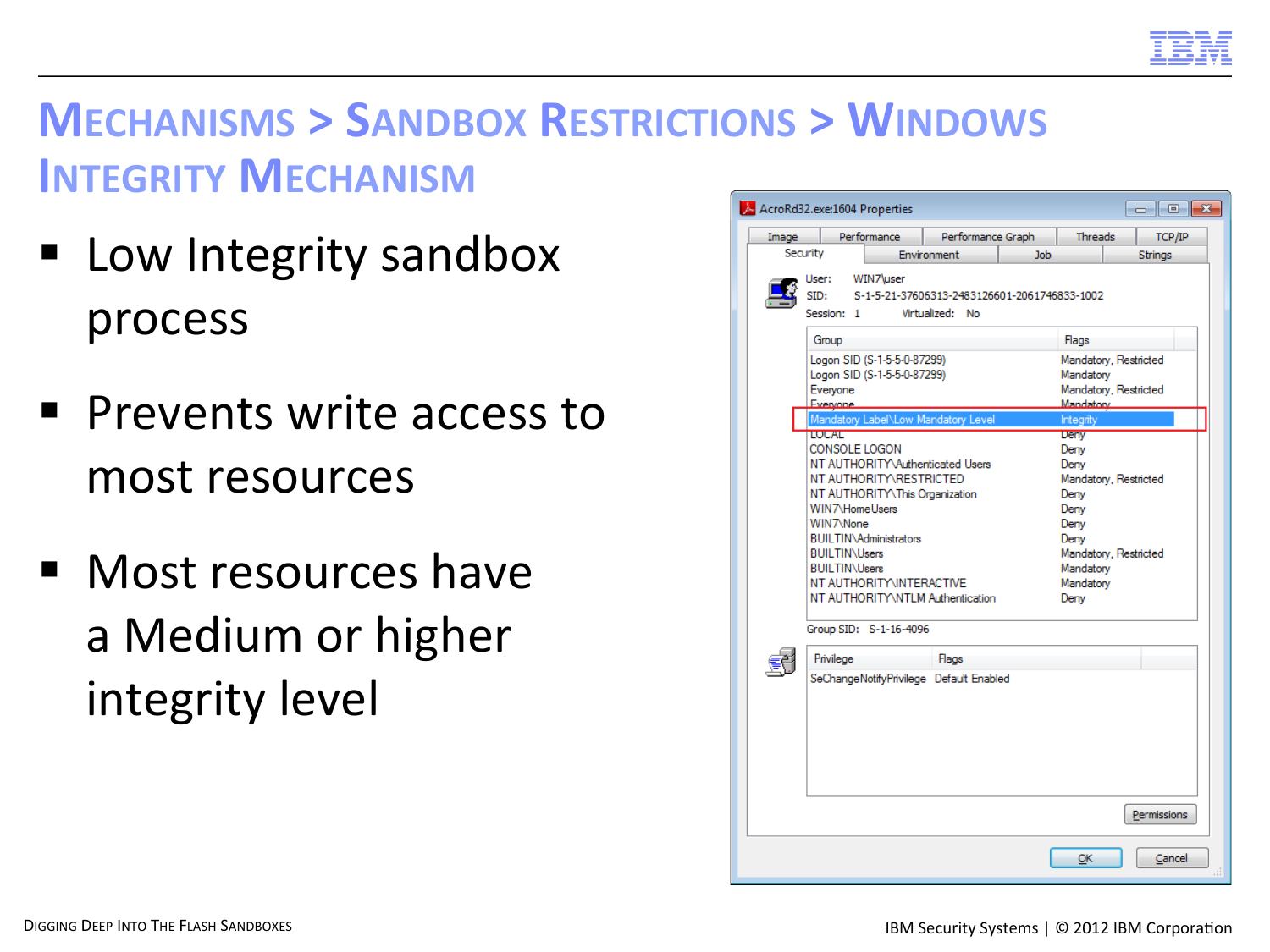# Mechanisms > Sandbox Restrictions > Windows Integrity Mechanism

- Low Integrity sandbox process
- Prevents write access to most resources
- Most resources have a Medium or higher integrity level

AcroRd32.exe:1604 Properties

Image | Performance | Performance Graph | Threads | TCP/IP
Security | Environment | Job | Strings

User: WIN7\user
SID: S-1-5-21-37606313-2483126601-2061746833-1002
Session: 1 Virtualized: No

| Group | Flags |
|---|---|
| Logon SID (S-1-5-5-0-87299) | Mandatory, Restricted |
| Logon SID (S-1-5-5-0-87299) | Mandatory |
| Everyone | Mandatory, Restricted |
| Everyone | Mandatory |
| Mandatory Label\Low Mandatory Level | Integrity |
| LOCAL | Deny |
| CONSOLE LOGON | Deny |
| NT AUTHORITY\Authenticated Users | Deny |
| NT AUTHORITY\RESTRICTED | Mandatory, Restricted |
| NT AUTHORITY\This Organization | Deny |
| WIN7\HomeUsers | Deny |
| WIN7\None | Deny |
| BUILTIN\Administrators | Deny |
| BUILTIN\Users | Mandatory, Restricted |
| BUILTIN\Users | Mandatory |
| NT AUTHORITY\INTERACTIVE | Mandatory |
| NT AUTHORITY\NTLM Authentication | Deny |

Group SID: S-1-16-4096

| Privilege | Flags |
|---|---|
| SeChangeNotifyPrivilege | Default Enabled |

Permissions

OK | Cancel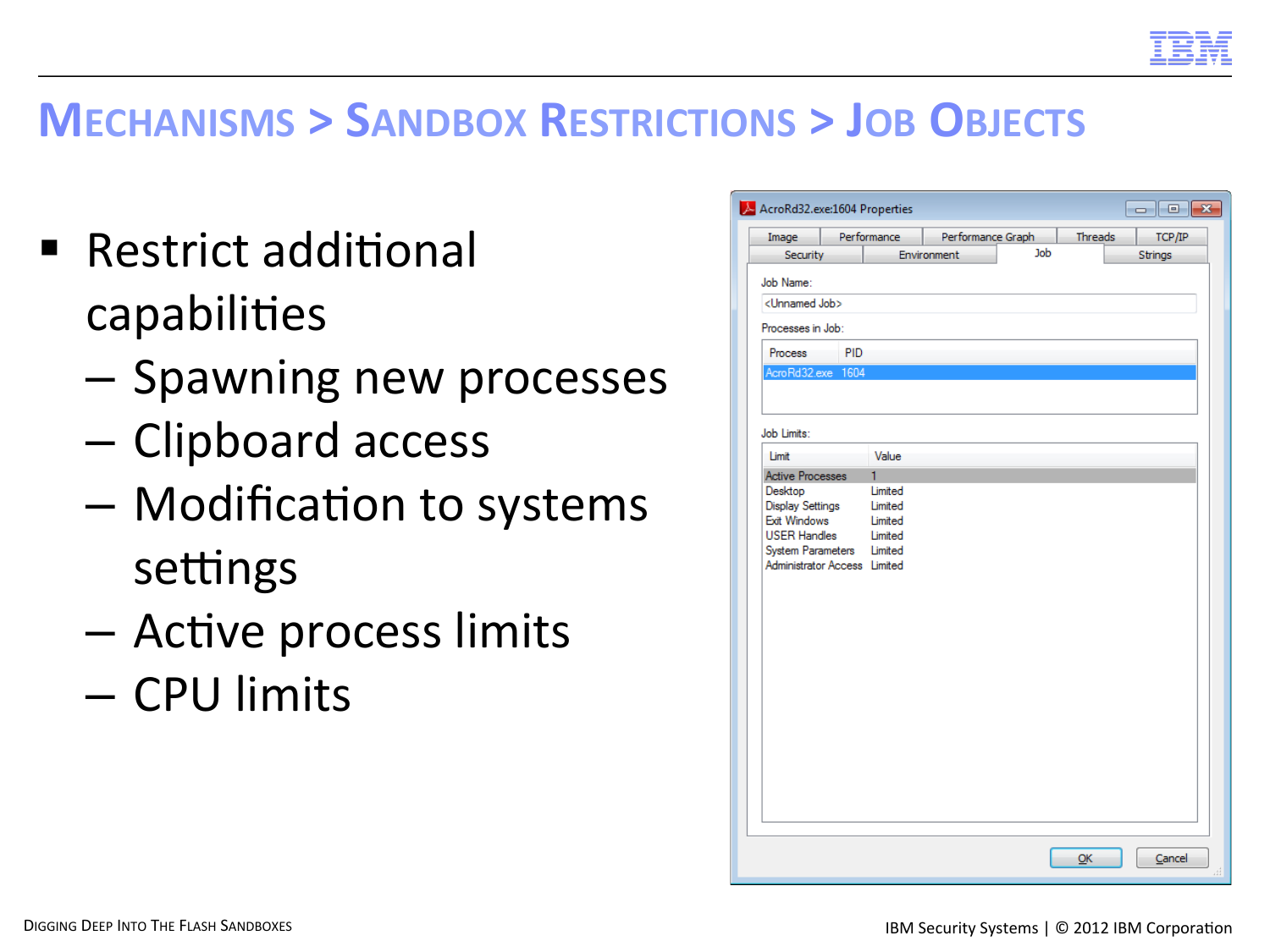# Mechanisms > Sandbox Restrictions > Job Objects

- Restrict additional capabilities
  - Spawning new processes
  - Clipboard access
  - Modification to systems settings
  - Active process limits
  - CPU limits

AcroRd32.exe:1604 Properties

Image | Performance | Performance Graph | Threads | TCP/IP | Security | Environment | Job | Strings

Job Name:

<Unnamed Job>

Processes in Job:

| Process | PID |
| --- | --- |
| AcroRd32.exe | 1604 |

Job Limits:

| Limit | Value |
| --- | --- |
| Active Processes | 1 |
| Desktop | Limited |
| Display Settings | Limited |
| Exit Windows | Limited |
| USER Handles | Limited |
| System Parameters | Limited |
| Administrator Access | Limited |

OK | Cancel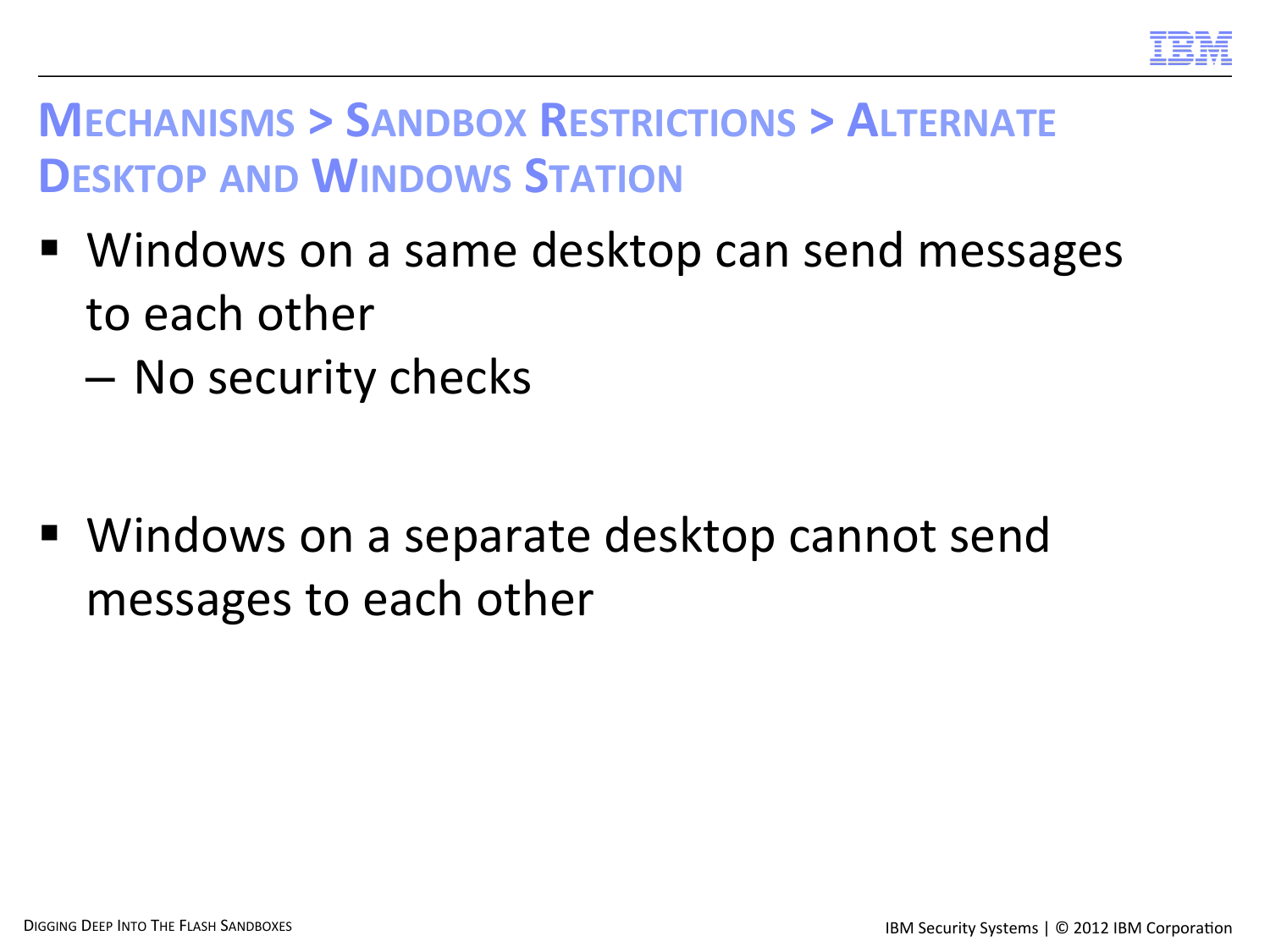## Mechanisms > Sandbox Restrictions > Alternate Desktop and Windows Station

- Windows on a same desktop can send messages to each other
  - No security checks

- Windows on a separate desktop cannot send messages to each other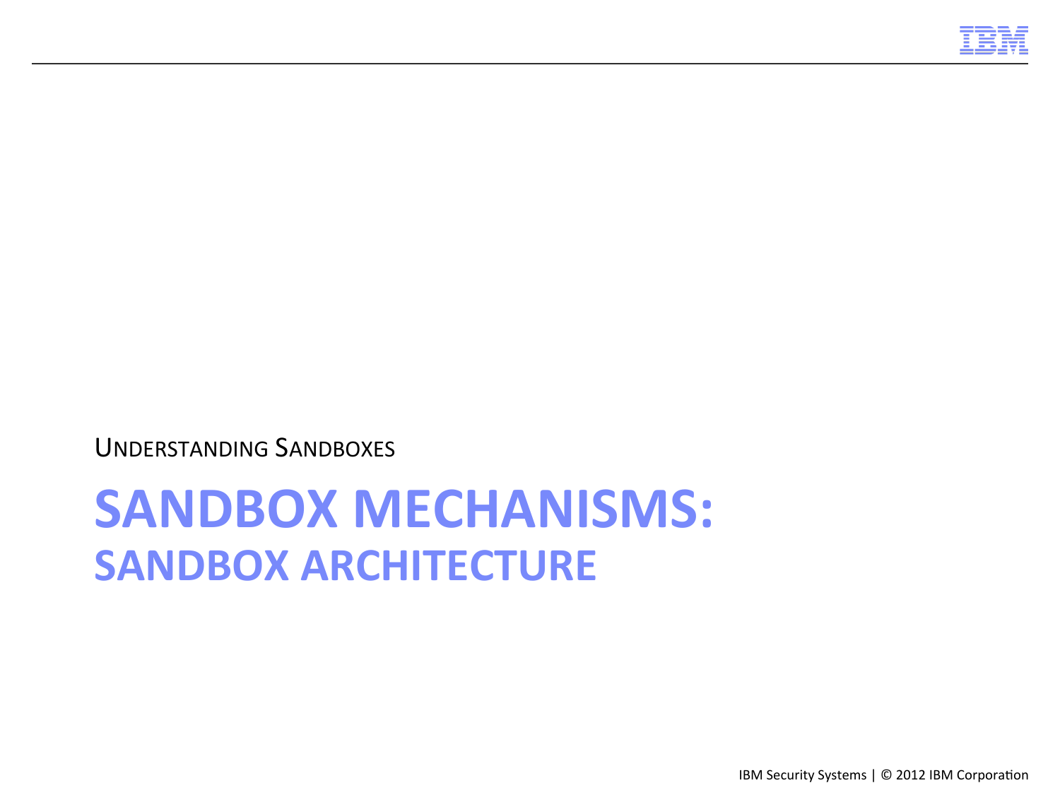UNDERSTANDING SANDBOXES

# SANDBOX MECHANISMS:
## SANDBOX ARCHITECTURE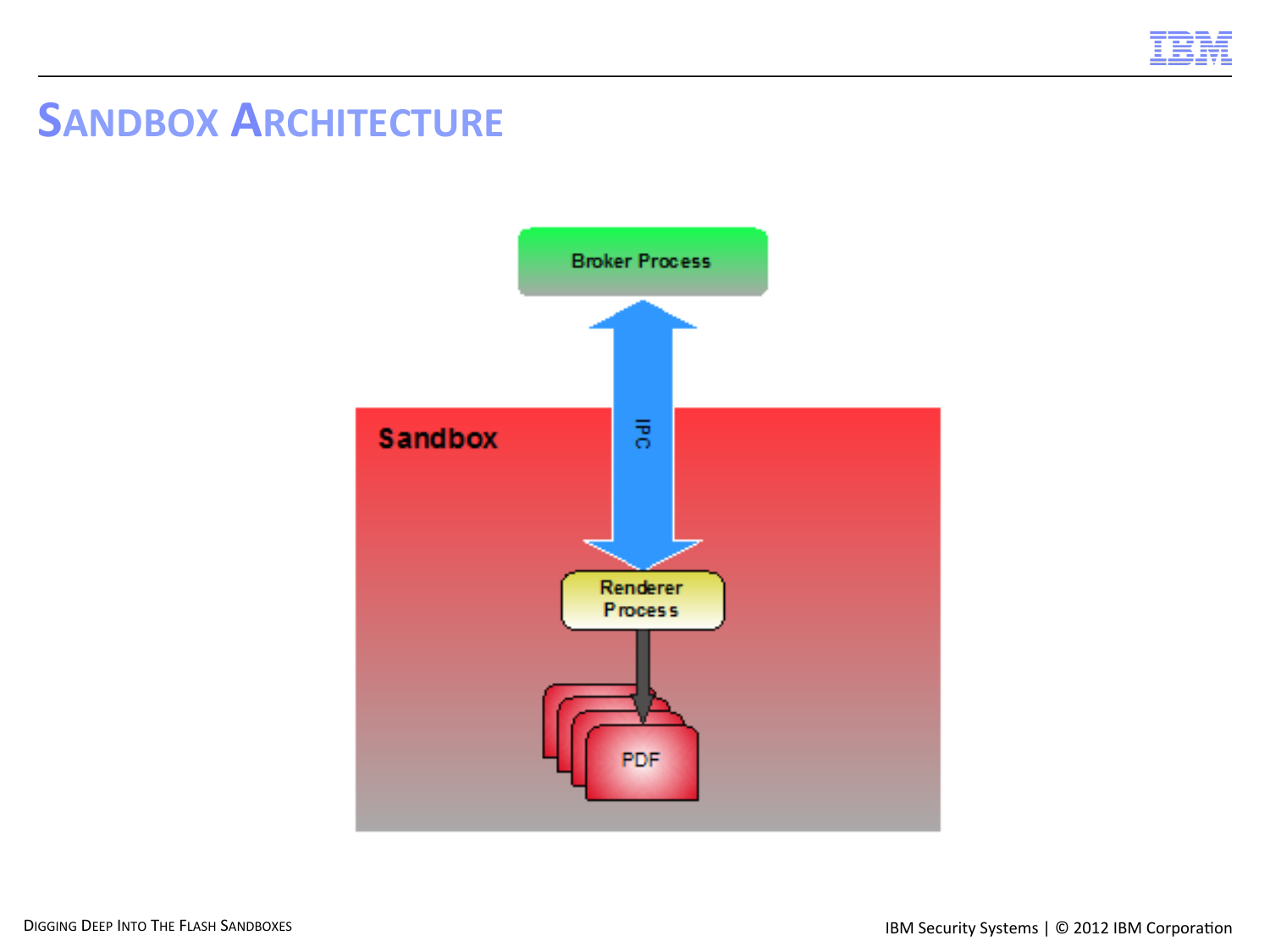# Sandbox Architecture

Broker Process

IPC

Sandbox

Renderer Process

PDF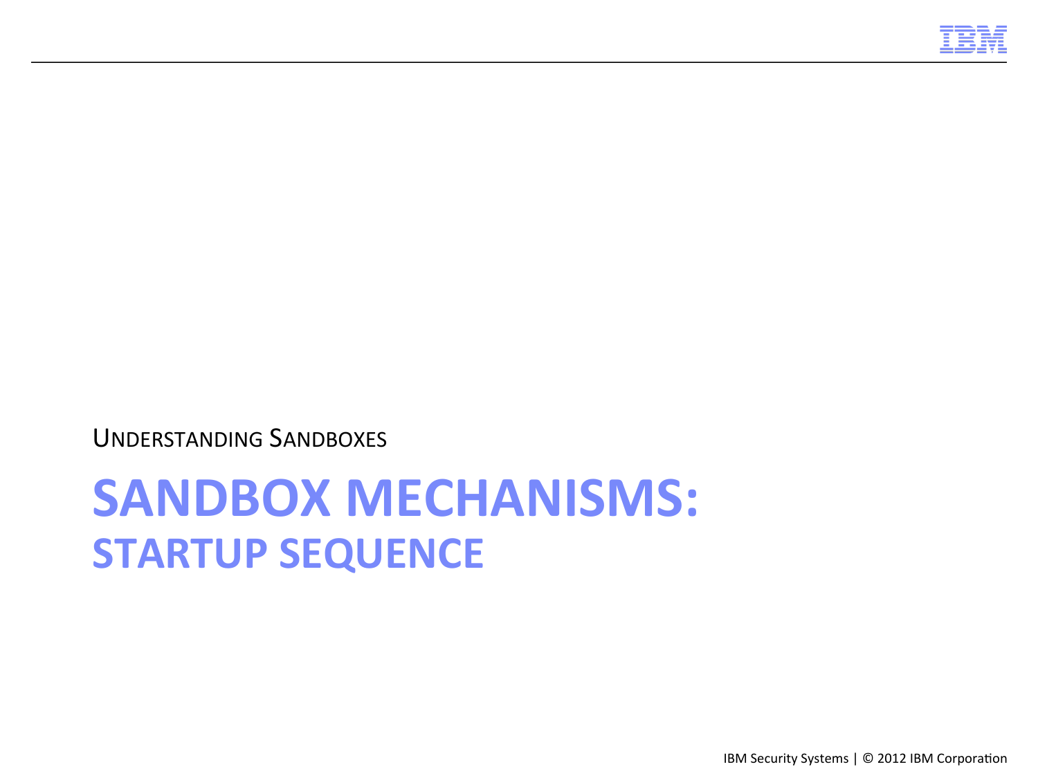UNDERSTANDING SANDBOXES

# SANDBOX MECHANISMS:
## STARTUP SEQUENCE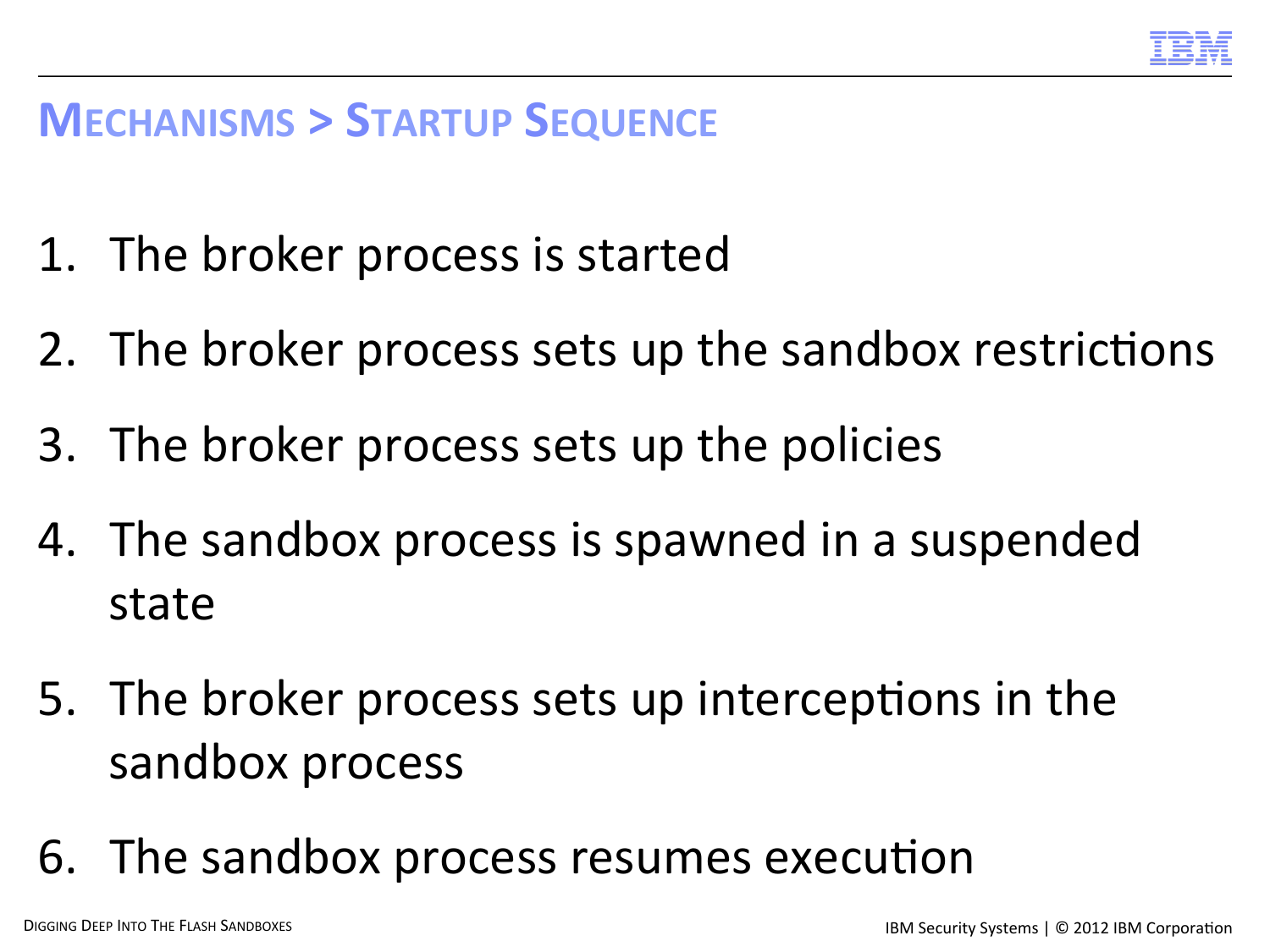# Mechanisms > Startup Sequence

1. The broker process is started
2. The broker process sets up the sandbox restrictions
3. The broker process sets up the policies
4. The sandbox process is spawned in a suspended state
5. The broker process sets up interceptions in the sandbox process
6. The sandbox process resumes execution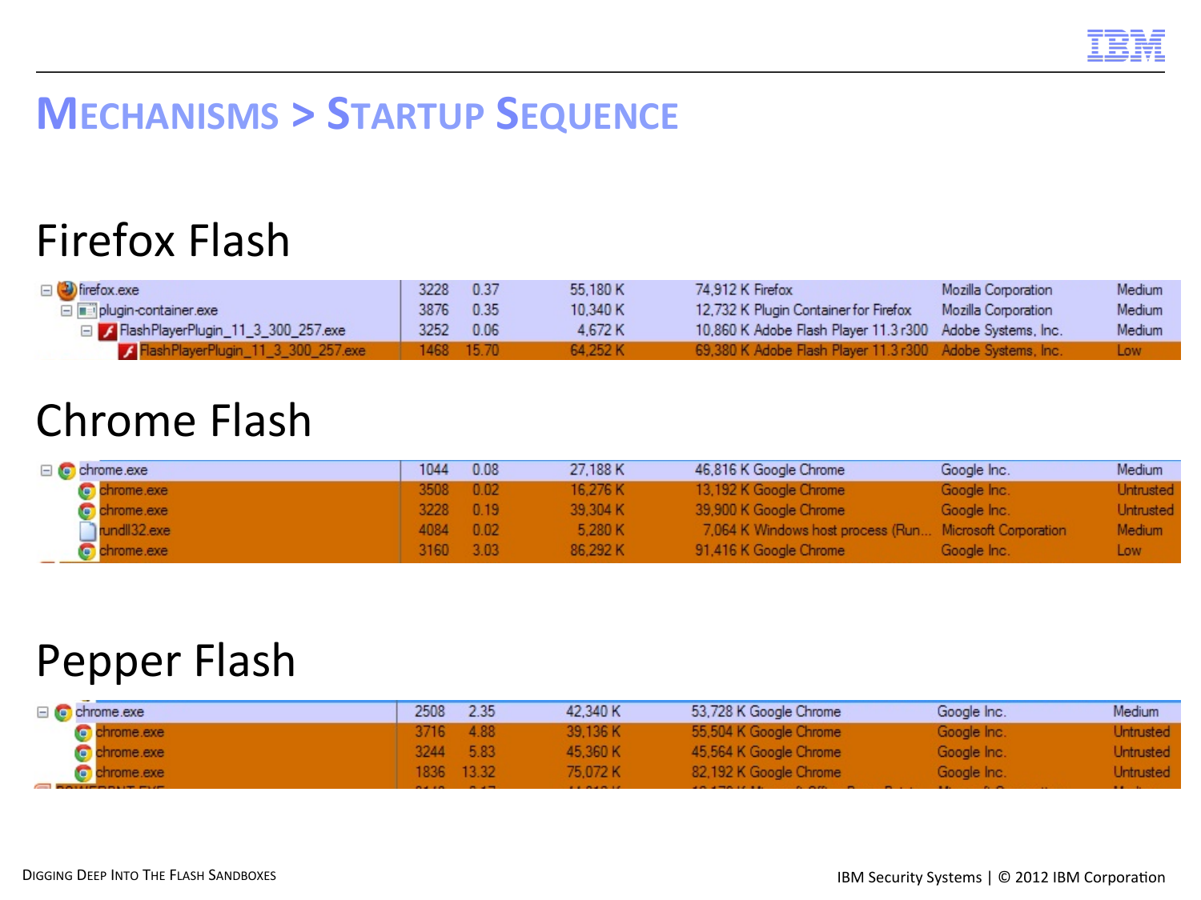# Mechanisms > Startup Sequence

## Firefox Flash

| Process | PID | CPU | Private Bytes | Working Set / Description | Company | Integrity |
|---|---|---|---|---|---|---|
| firefox.exe | 3228 | 0.37 | 55,180 K | 74,912 K Firefox | Mozilla Corporation | Medium |
| plugin-container.exe | 3876 | 0.35 | 10,340 K | 12,732 K Plugin Container for Firefox | Mozilla Corporation | Medium |
| FlashPlayerPlugin_11_3_300_257.exe | 3252 | 0.06 | 4,672 K | 10,860 K Adobe Flash Player 11.3 r300 | Adobe Systems, Inc. | Medium |
| FlashPlayerPlugin_11_3_300_257.exe | 1468 | 15.70 | 64,252 K | 69,380 K Adobe Flash Player 11.3 r300 | Adobe Systems, Inc. | Low |

## Chrome Flash

| Process | PID | CPU | Private Bytes | Working Set / Description | Company | Integrity |
|---|---|---|---|---|---|---|
| chrome.exe | 1044 | 0.08 | 27,188 K | 46,816 K Google Chrome | Google Inc. | Medium |
| chrome.exe | 3508 | 0.02 | 16,276 K | 13,192 K Google Chrome | Google Inc. | Untrusted |
| chrome.exe | 3228 | 0.19 | 39,304 K | 39,900 K Google Chrome | Google Inc. | Untrusted |
| rundll32.exe | 4084 | 0.02 | 5,280 K | 7,064 K Windows host process (Run... | Microsoft Corporation | Medium |
| chrome.exe | 3160 | 3.03 | 86,292 K | 91,416 K Google Chrome | Google Inc. | Low |

## Pepper Flash

| Process | PID | CPU | Private Bytes | Working Set / Description | Company | Integrity |
|---|---|---|---|---|---|---|
| chrome.exe | 2508 | 2.35 | 42,340 K | 53,728 K Google Chrome | Google Inc. | Medium |
| chrome.exe | 3716 | 4.88 | 39,136 K | 55,504 K Google Chrome | Google Inc. | Untrusted |
| chrome.exe | 3244 | 5.83 | 45,360 K | 45,564 K Google Chrome | Google Inc. | Untrusted |
| chrome.exe | 1836 | 13.32 | 75,072 K | 82,192 K Google Chrome | Google Inc. | Untrusted |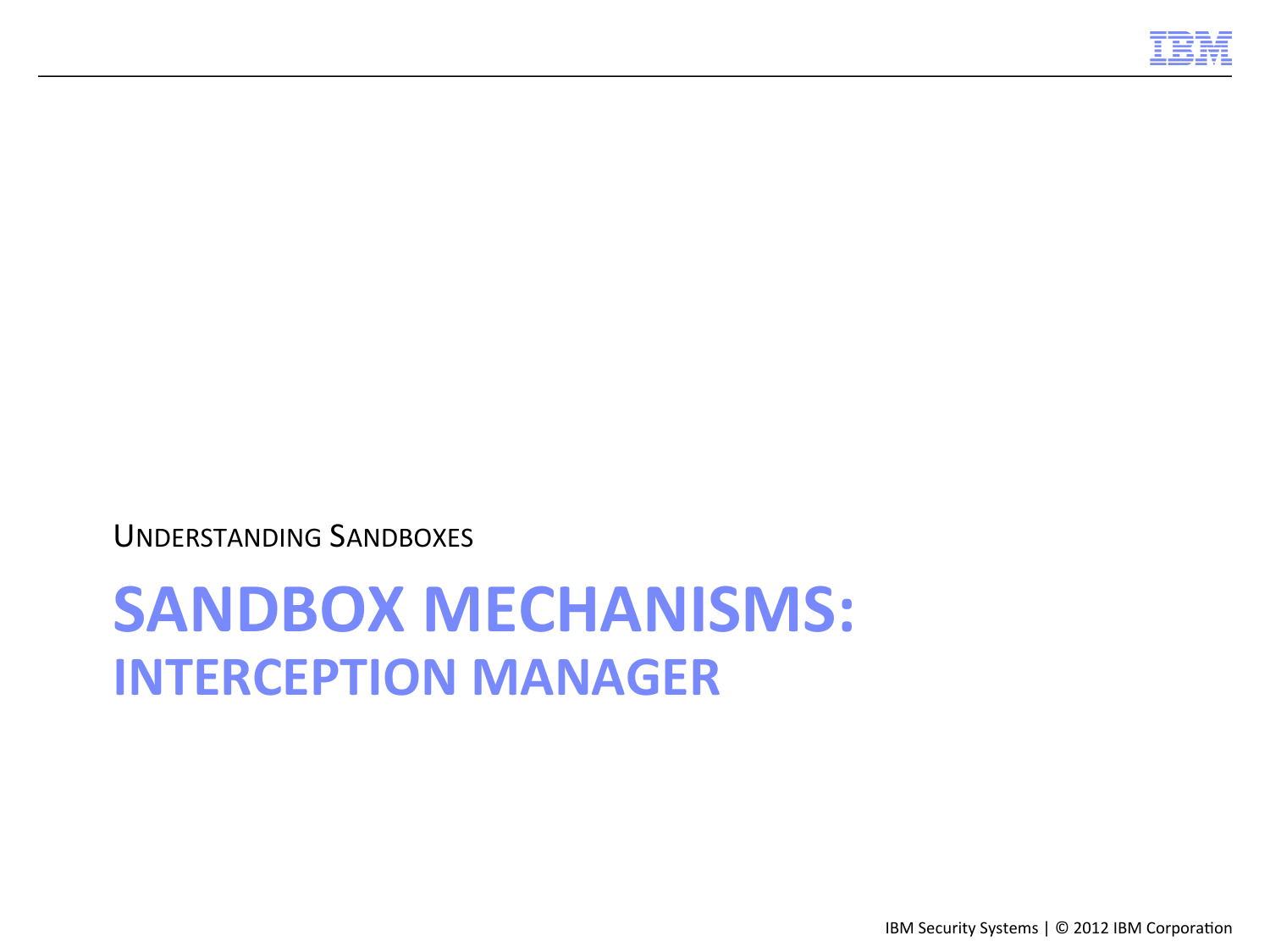UNDERSTANDING SANDBOXES

# SANDBOX MECHANISMS:

## INTERCEPTION MANAGER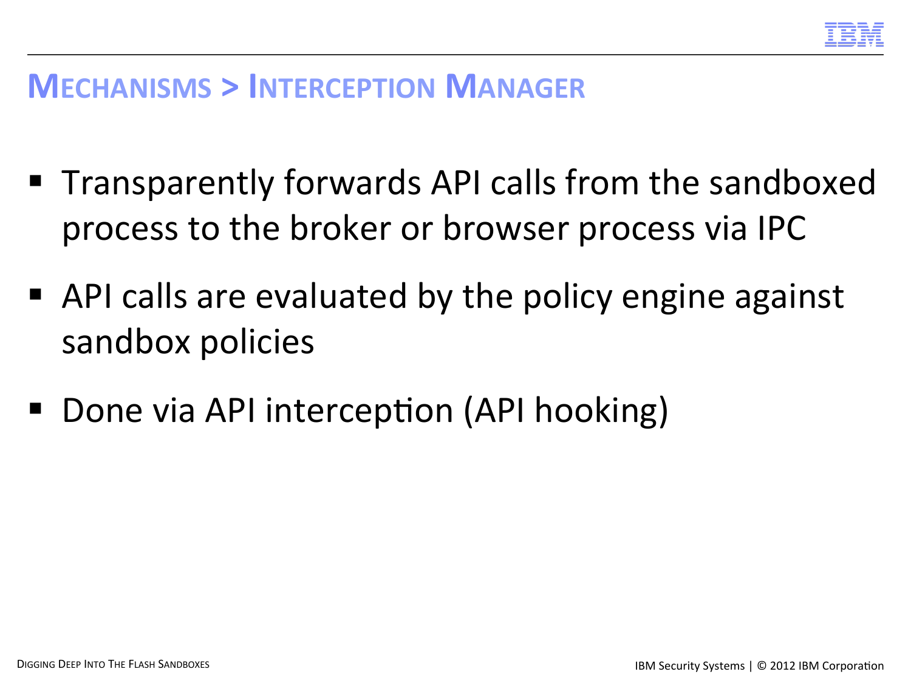## Mechanisms > Interception Manager

- Transparently forwards API calls from the sandboxed process to the broker or browser process via IPC
- API calls are evaluated by the policy engine against sandbox policies
- Done via API interception (API hooking)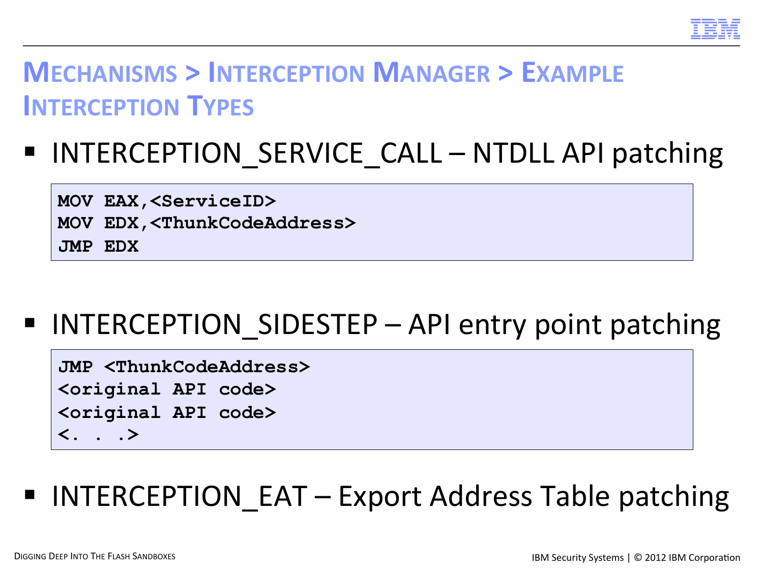# Mechanisms > Interception Manager > Example Interception Types

- INTERCEPTION_SERVICE_CALL – NTDLL API patching

```
MOV EAX,<ServiceID>
MOV EDX,<ThunkCodeAddress>
JMP EDX
```

- INTERCEPTION_SIDESTEP – API entry point patching

```
JMP <ThunkCodeAddress>
<original API code>
<original API code>
<. . .>
```

- INTERCEPTION_EAT – Export Address Table patching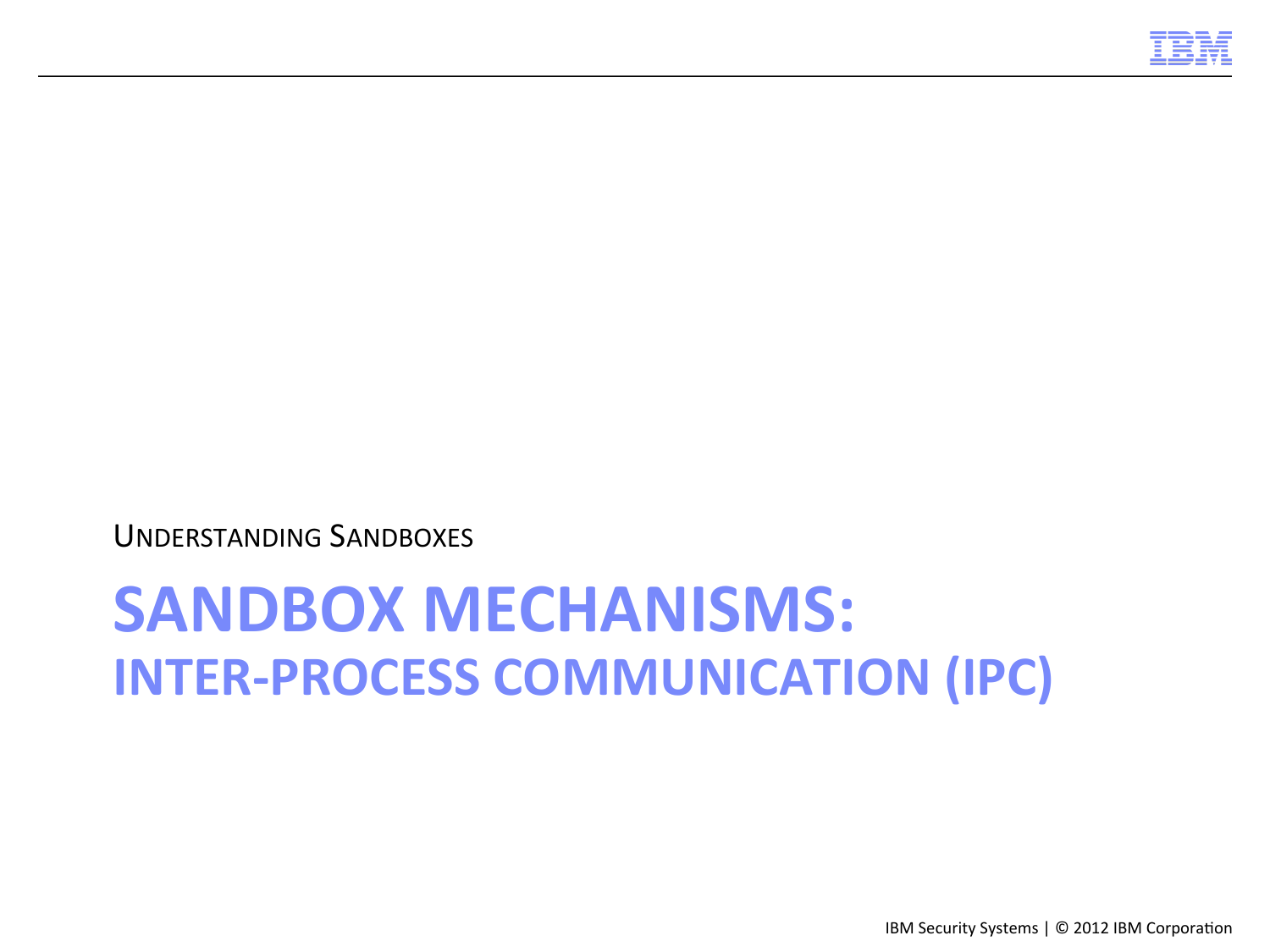UNDERSTANDING SANDBOXES

# SANDBOX MECHANISMS:
## INTER-PROCESS COMMUNICATION (IPC)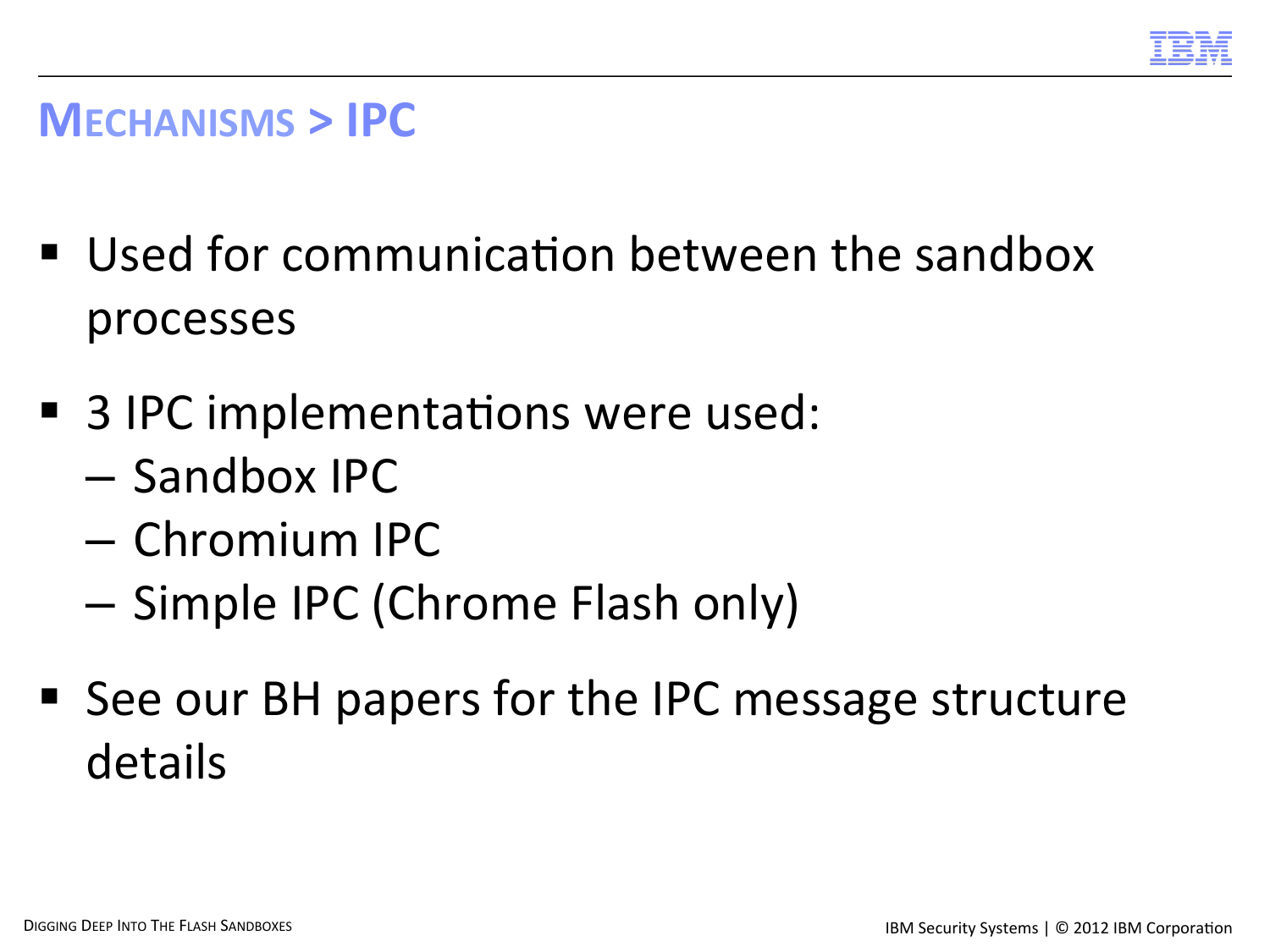# MECHANISMS > IPC

- Used for communication between the sandbox processes
- 3 IPC implementations were used:
  - Sandbox IPC
  - Chromium IPC
  - Simple IPC (Chrome Flash only)
- See our BH papers for the IPC message structure details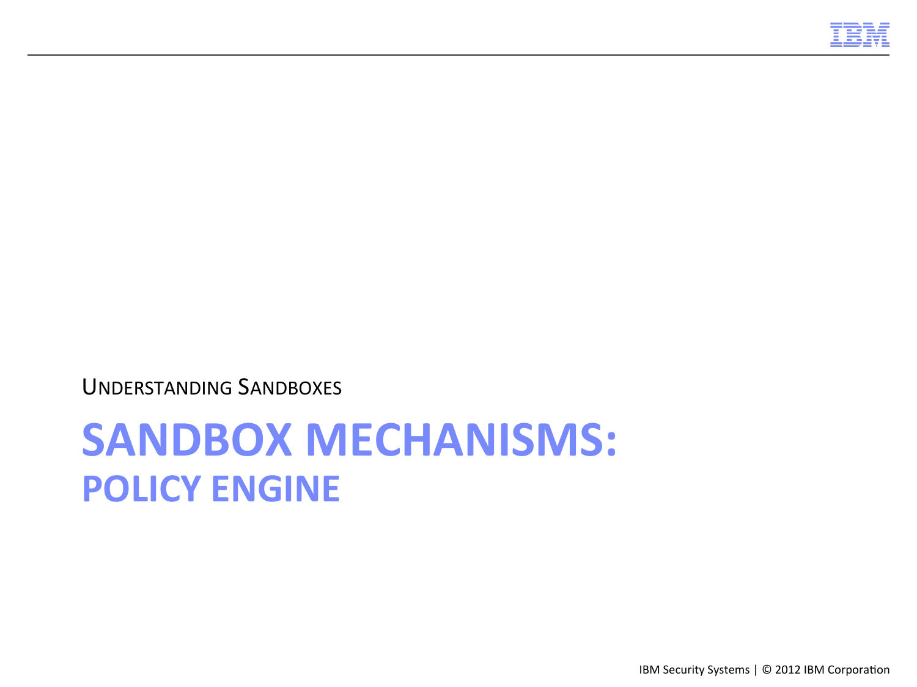UNDERSTANDING SANDBOXES

# SANDBOX MECHANISMS:
## POLICY ENGINE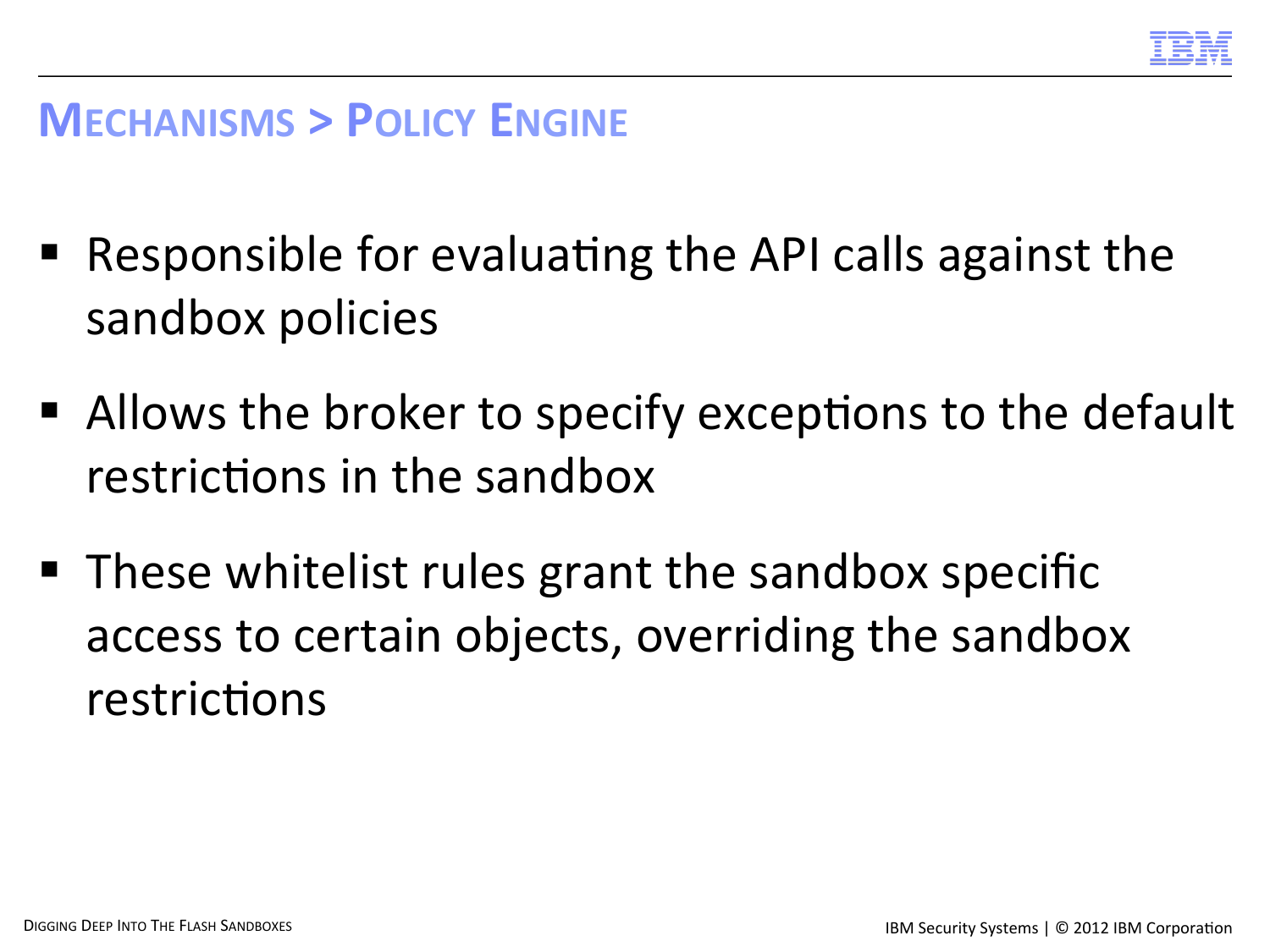## Mechanisms > Policy Engine

- Responsible for evaluating the API calls against the sandbox policies
- Allows the broker to specify exceptions to the default restrictions in the sandbox
- These whitelist rules grant the sandbox specific access to certain objects, overriding the sandbox restrictions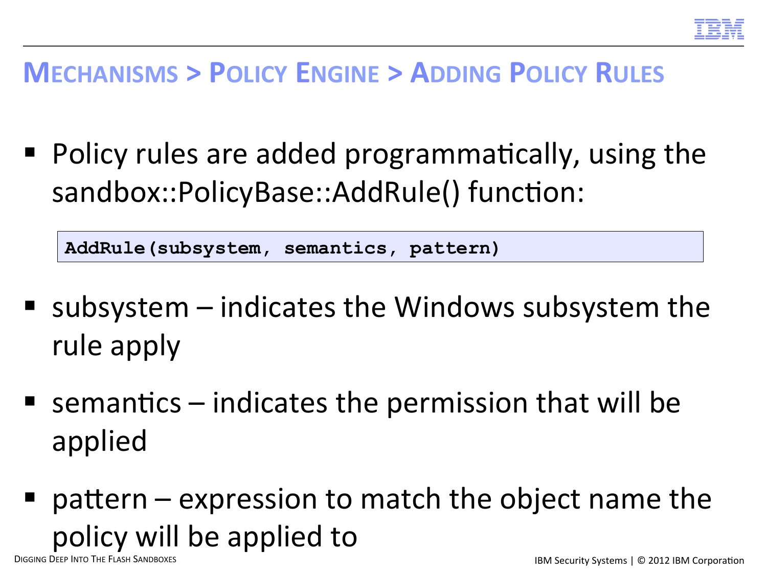# Mechanisms > Policy Engine > Adding Policy Rules

- Policy rules are added programmatically, using the sandbox::PolicyBase::AddRule() function:

```
AddRule(subsystem, semantics, pattern)
```

- subsystem – indicates the Windows subsystem the rule apply
- semantics – indicates the permission that will be applied
- pattern – expression to match the object name the policy will be applied to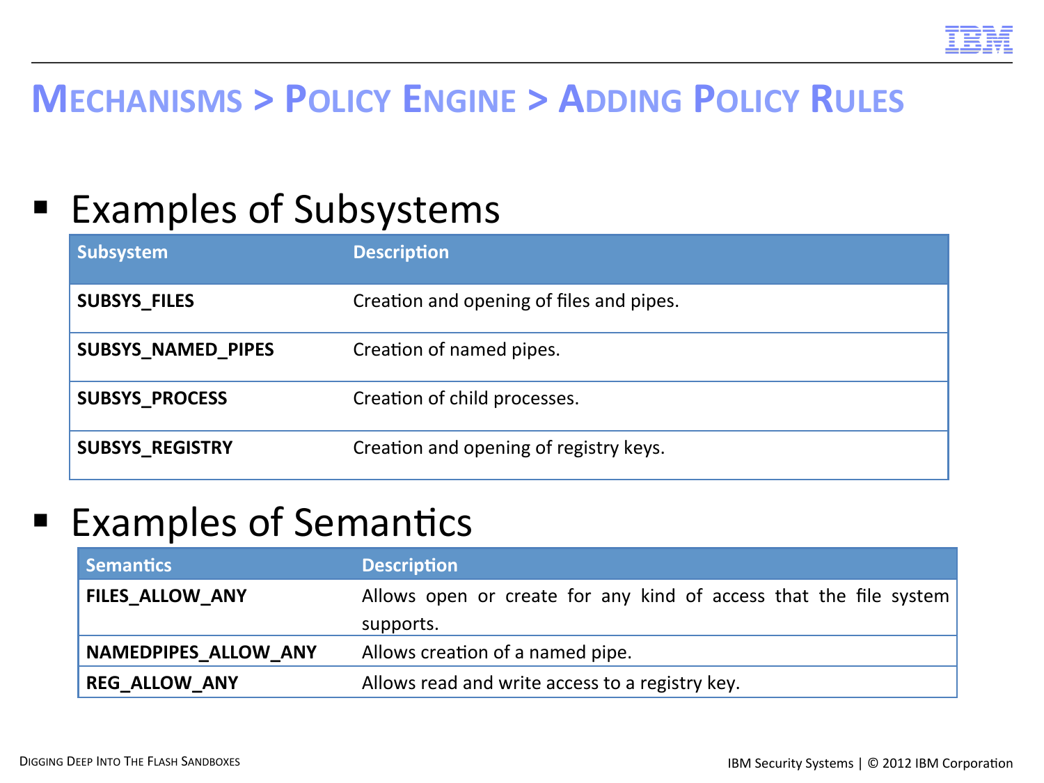# Mechanisms > Policy Engine > Adding Policy Rules

- Examples of Subsystems

| Subsystem | Description |
|---|---|
| **SUBSYS_FILES** | Creation and opening of files and pipes. |
| **SUBSYS_NAMED_PIPES** | Creation of named pipes. |
| **SUBSYS_PROCESS** | Creation of child processes. |
| **SUBSYS_REGISTRY** | Creation and opening of registry keys. |

- Examples of Semantics

| Semantics | Description |
|---|---|
| **FILES_ALLOW_ANY** | Allows open or create for any kind of access that the file system supports. |
| **NAMEDPIPES_ALLOW_ANY** | Allows creation of a named pipe. |
| **REG_ALLOW_ANY** | Allows read and write access to a registry key. |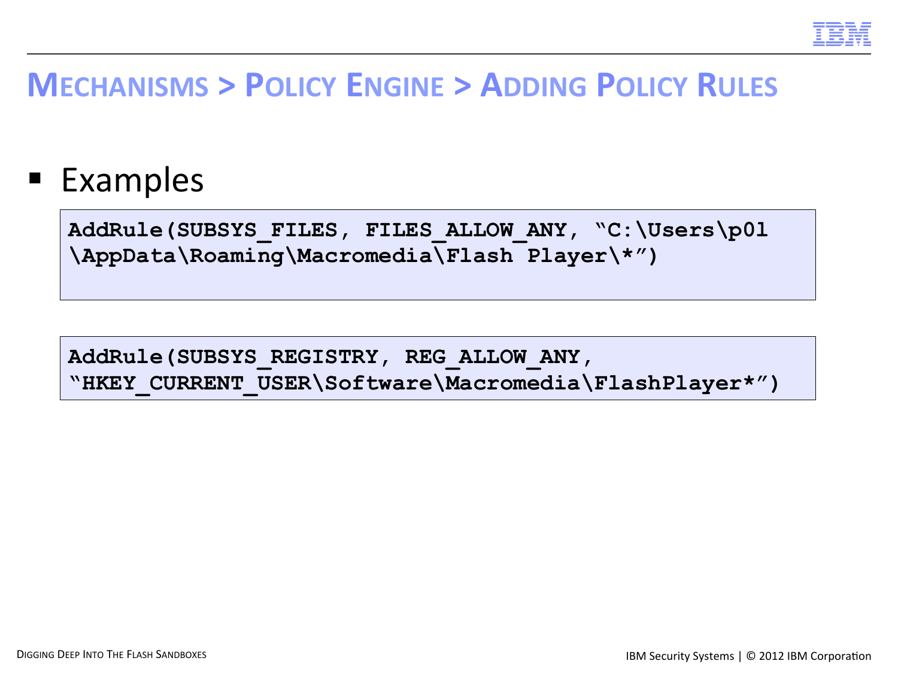# MECHANISMS > POLICY ENGINE > ADDING POLICY RULES

- Examples

```
AddRule(SUBSYS_FILES, FILES_ALLOW_ANY, “C:\Users\p0l
\AppData\Roaming\Macromedia\Flash Player\*”)
```

```
AddRule(SUBSYS_REGISTRY, REG_ALLOW_ANY,
“HKEY_CURRENT_USER\Software\Macromedia\FlashPlayer*”)
```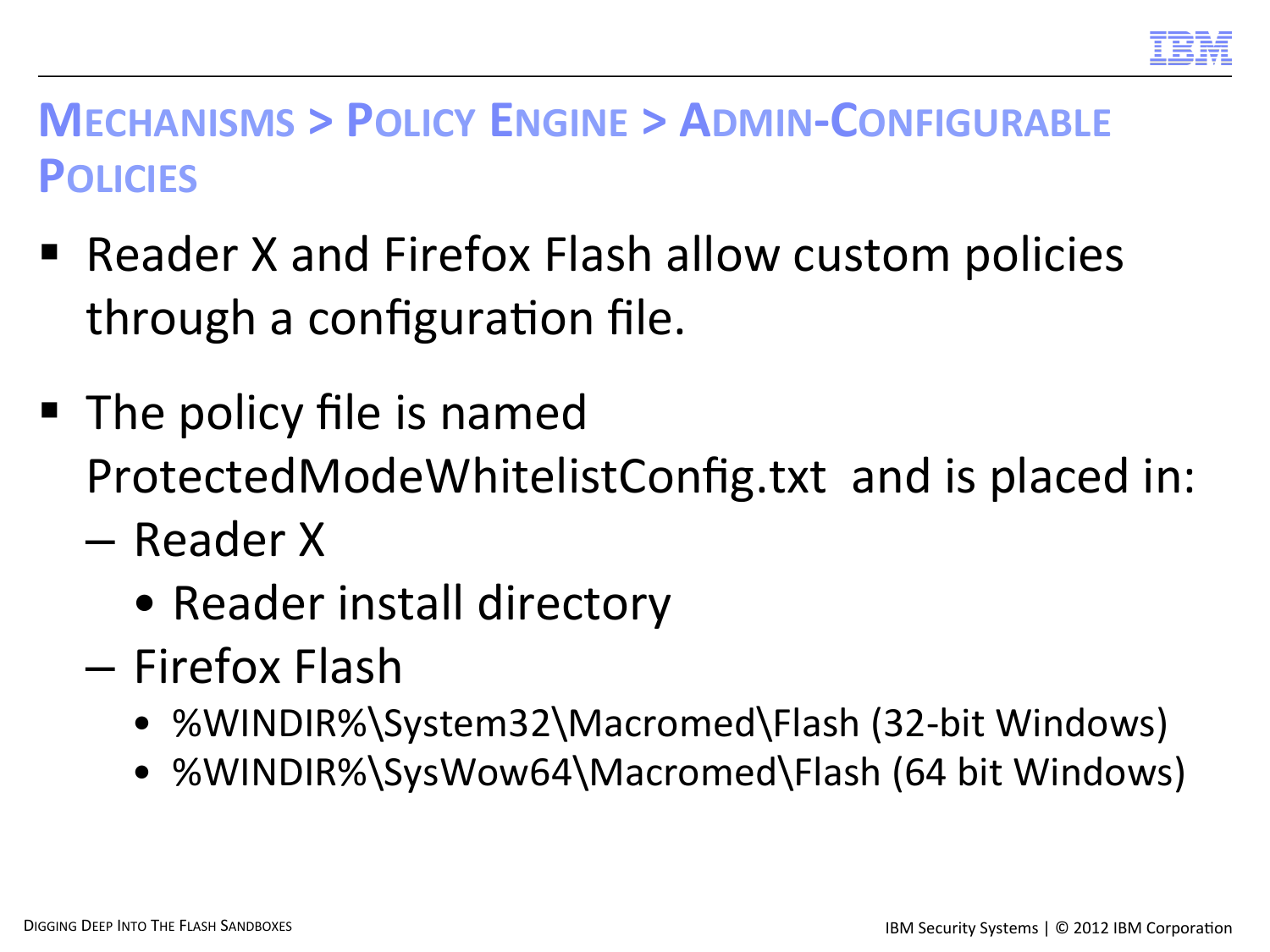# Mechanisms > Policy Engine > Admin-Configurable Policies

- Reader X and Firefox Flash allow custom policies through a configuration file.
- The policy file is named ProtectedModeWhitelistConfig.txt and is placed in:
  - Reader X
    - Reader install directory
  - Firefox Flash
    - %WINDIR%\System32\Macromed\Flash (32-bit Windows)
    - %WINDIR%\SysWow64\Macromed\Flash (64 bit Windows)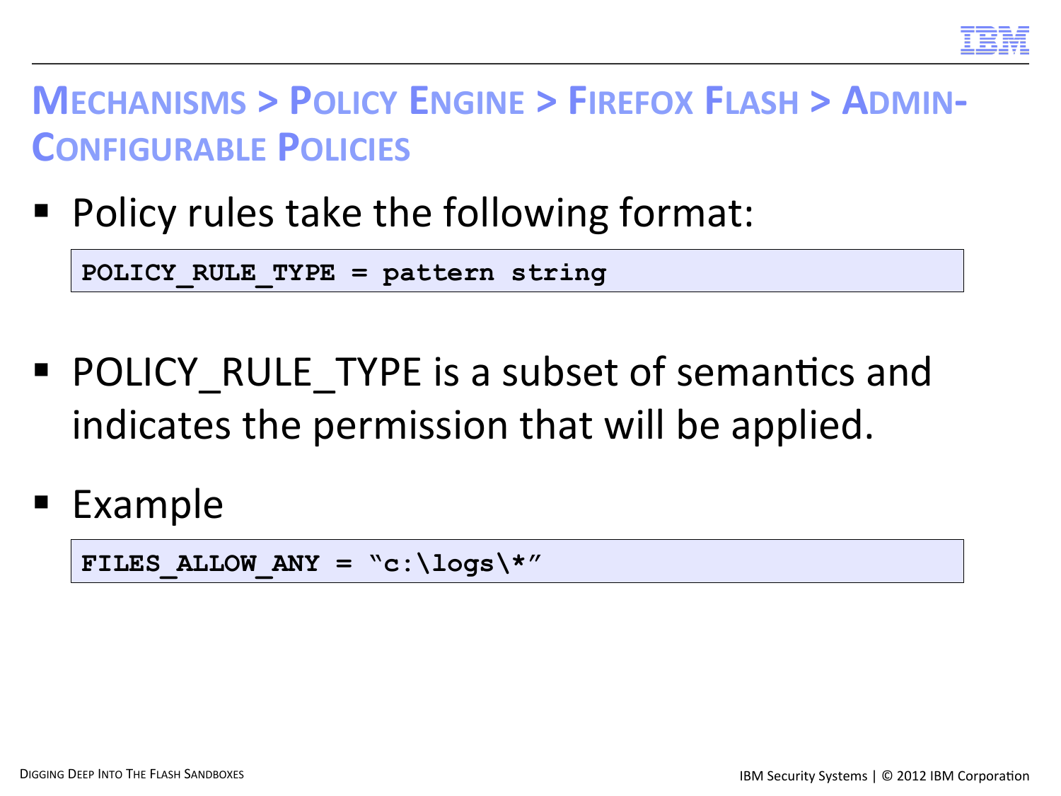# Mechanisms > Policy Engine > Firefox Flash > Admin-Configurable Policies

- Policy rules take the following format:

```
POLICY_RULE_TYPE = pattern string
```

- POLICY_RULE_TYPE is a subset of semantics and indicates the permission that will be applied.

- Example

```
FILES_ALLOW_ANY = "c:\logs\*"
```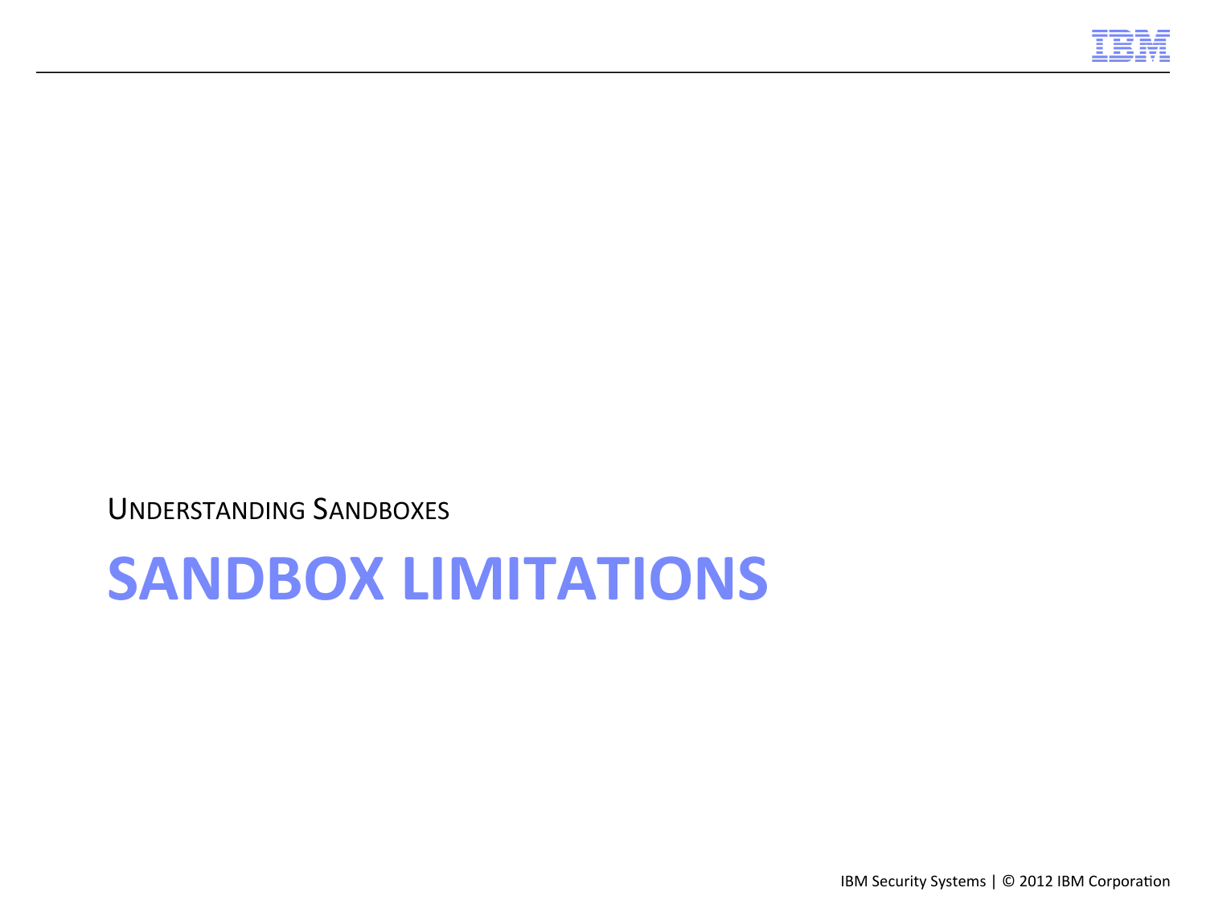UNDERSTANDING SANDBOXES

# SANDBOX LIMITATIONS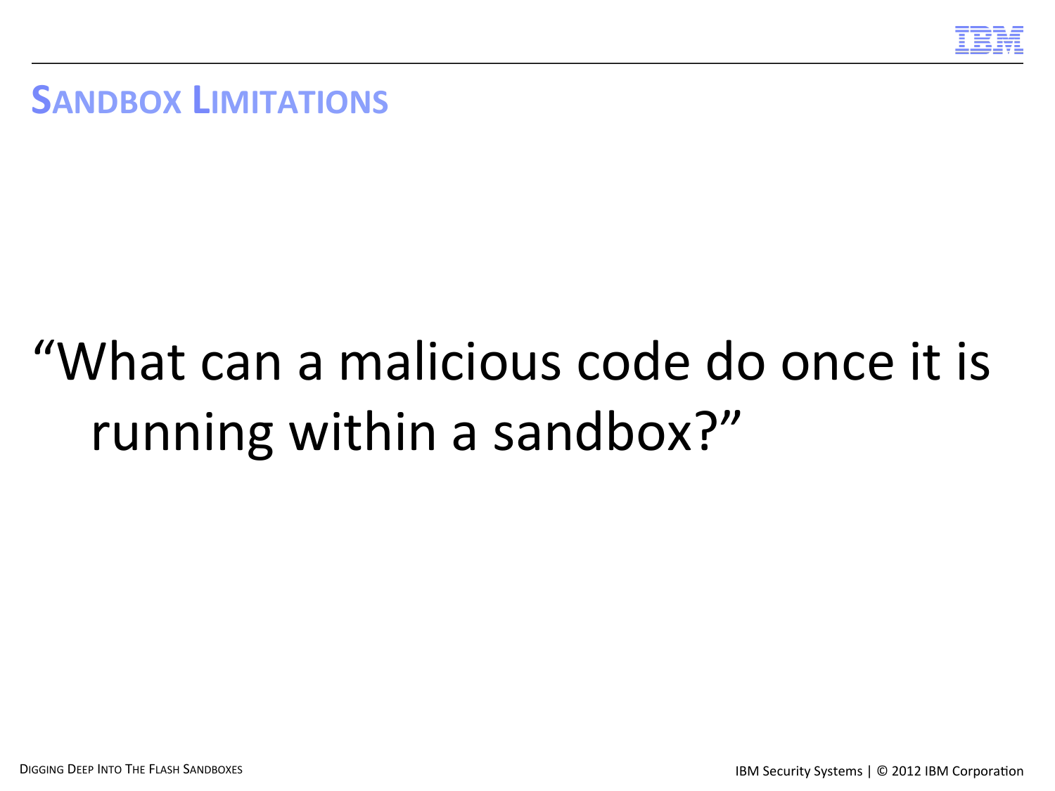## Sandbox Limitations

"What can a malicious code do once it is running within a sandbox?"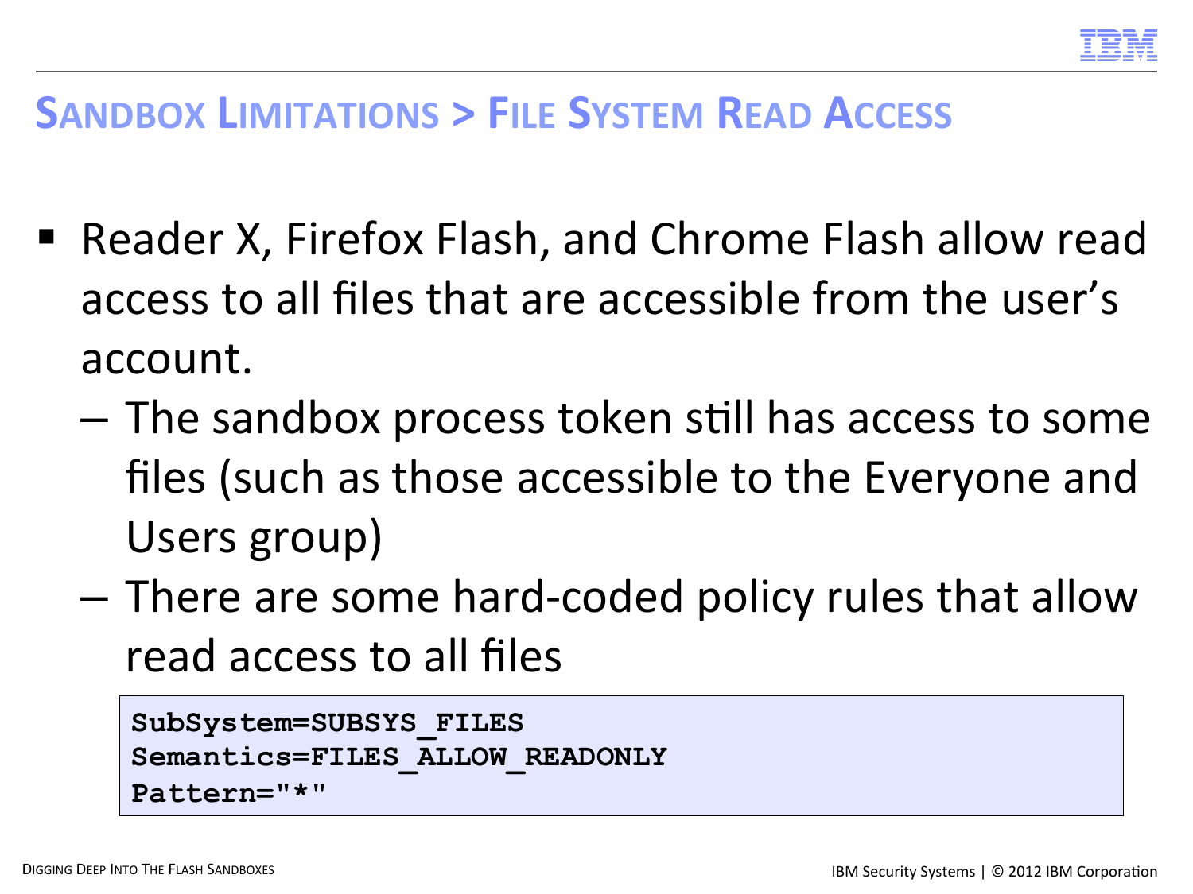## Sandbox Limitations > File System Read Access

- Reader X, Firefox Flash, and Chrome Flash allow read access to all files that are accessible from the user's account.
  - The sandbox process token still has access to some files (such as those accessible to the Everyone and Users group)
  - There are some hard-coded policy rules that allow read access to all files

```
SubSystem=SUBSYS_FILES
Semantics=FILES_ALLOW_READONLY
Pattern="*"
```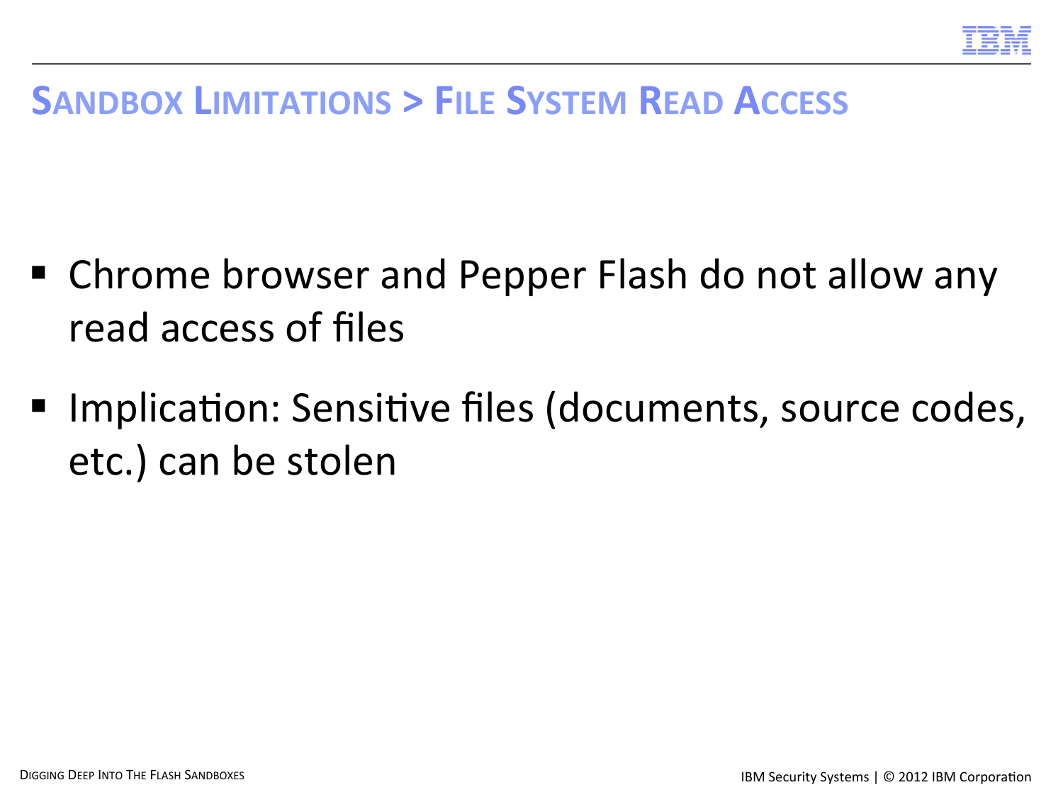## SANDBOX LIMITATIONS > FILE SYSTEM READ ACCESS

- Chrome browser and Pepper Flash do not allow any read access of files
- Implication: Sensitive files (documents, source codes, etc.) can be stolen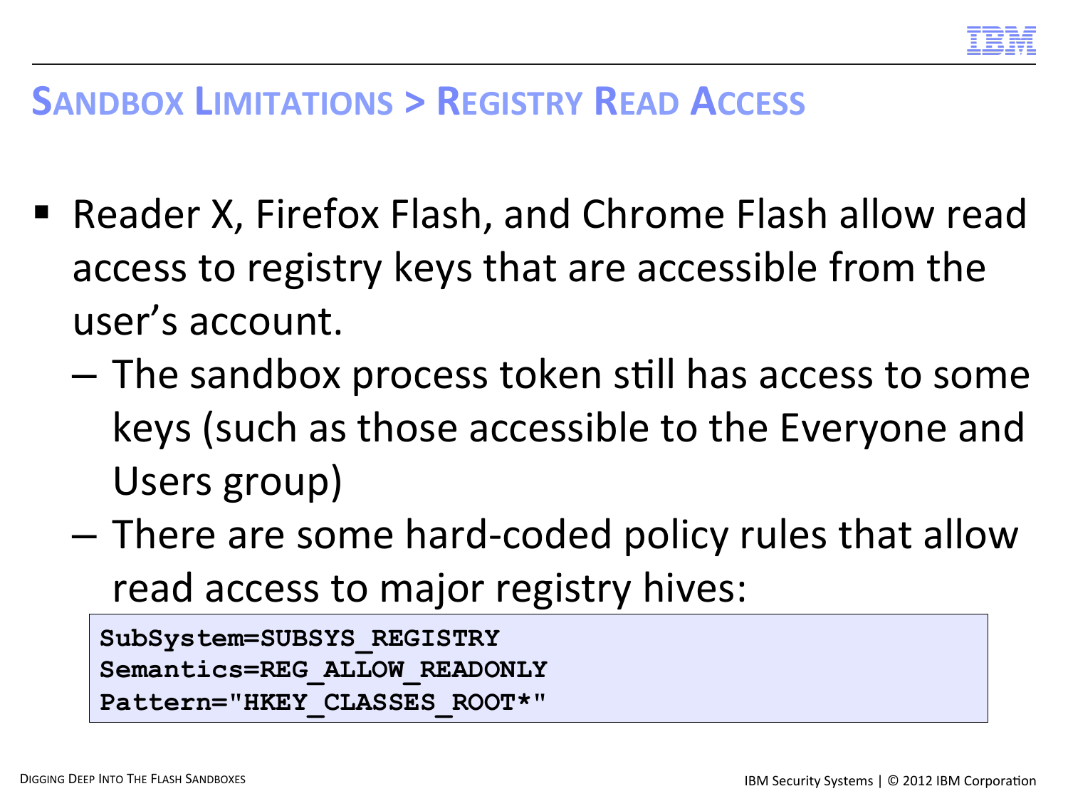## Sandbox Limitations > Registry Read Access

- Reader X, Firefox Flash, and Chrome Flash allow read access to registry keys that are accessible from the user's account.
  - The sandbox process token still has access to some keys (such as those accessible to the Everyone and Users group)
  - There are some hard-coded policy rules that allow read access to major registry hives:

```
SubSystem=SUBSYS_REGISTRY
Semantics=REG_ALLOW_READONLY
Pattern="HKEY_CLASSES_ROOT*"
```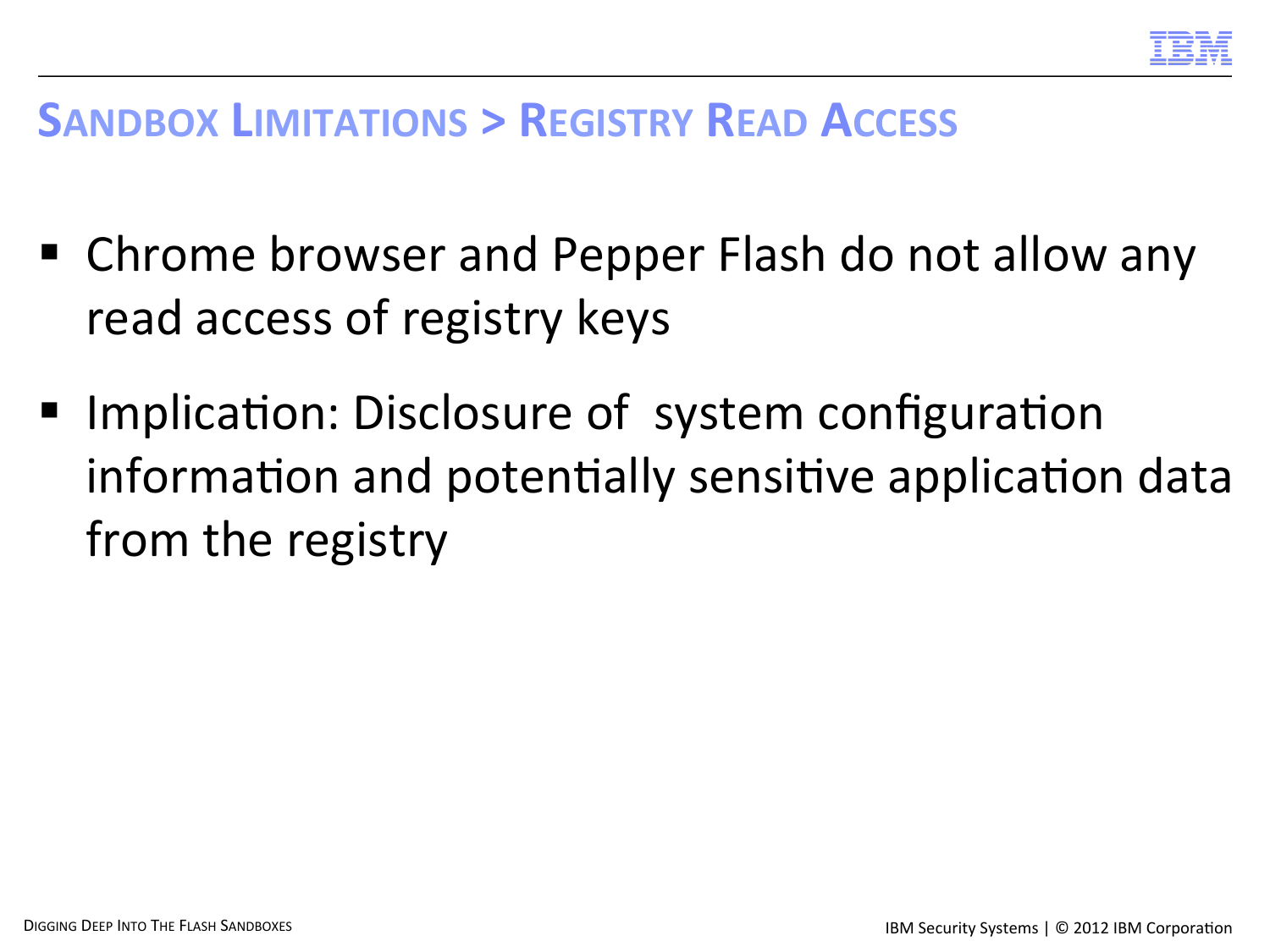## Sandbox Limitations > Registry Read Access

- Chrome browser and Pepper Flash do not allow any read access of registry keys
- Implication: Disclosure of system configuration information and potentially sensitive application data from the registry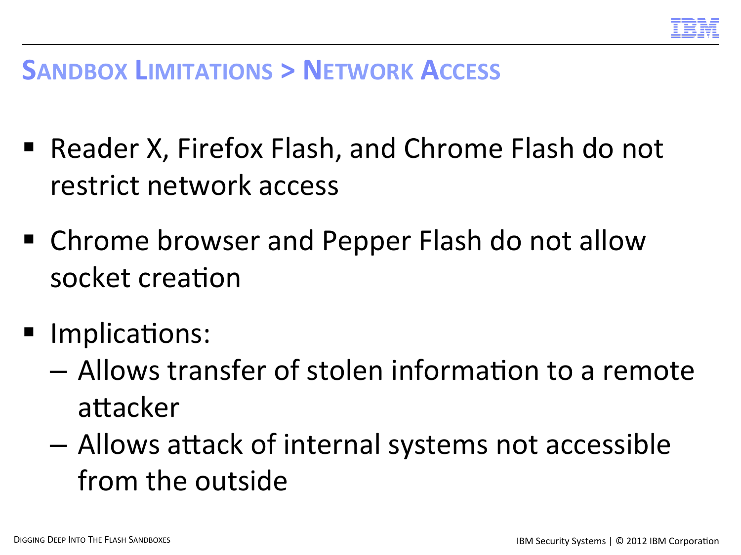## Sandbox Limitations > Network Access

- Reader X, Firefox Flash, and Chrome Flash do not restrict network access
- Chrome browser and Pepper Flash do not allow socket creation
- Implications:
  - Allows transfer of stolen information to a remote attacker
  - Allows attack of internal systems not accessible from the outside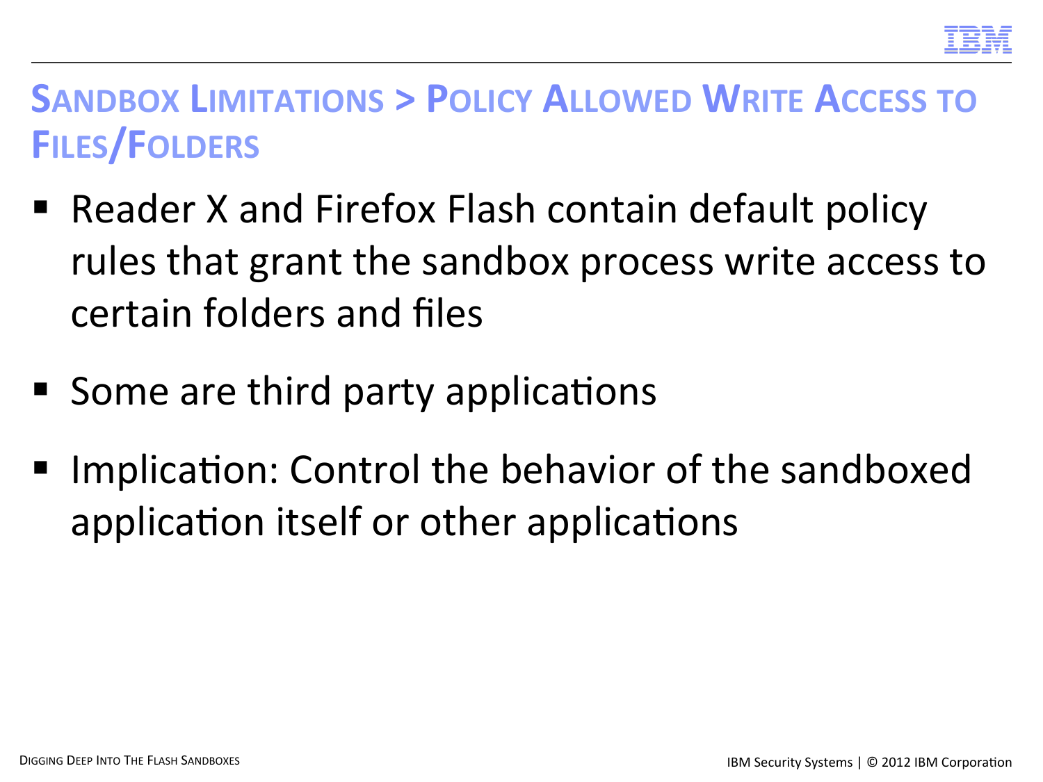## Sandbox Limitations > Policy Allowed Write Access to Files/Folders

- Reader X and Firefox Flash contain default policy rules that grant the sandbox process write access to certain folders and files
- Some are third party applications
- Implication: Control the behavior of the sandboxed application itself or other applications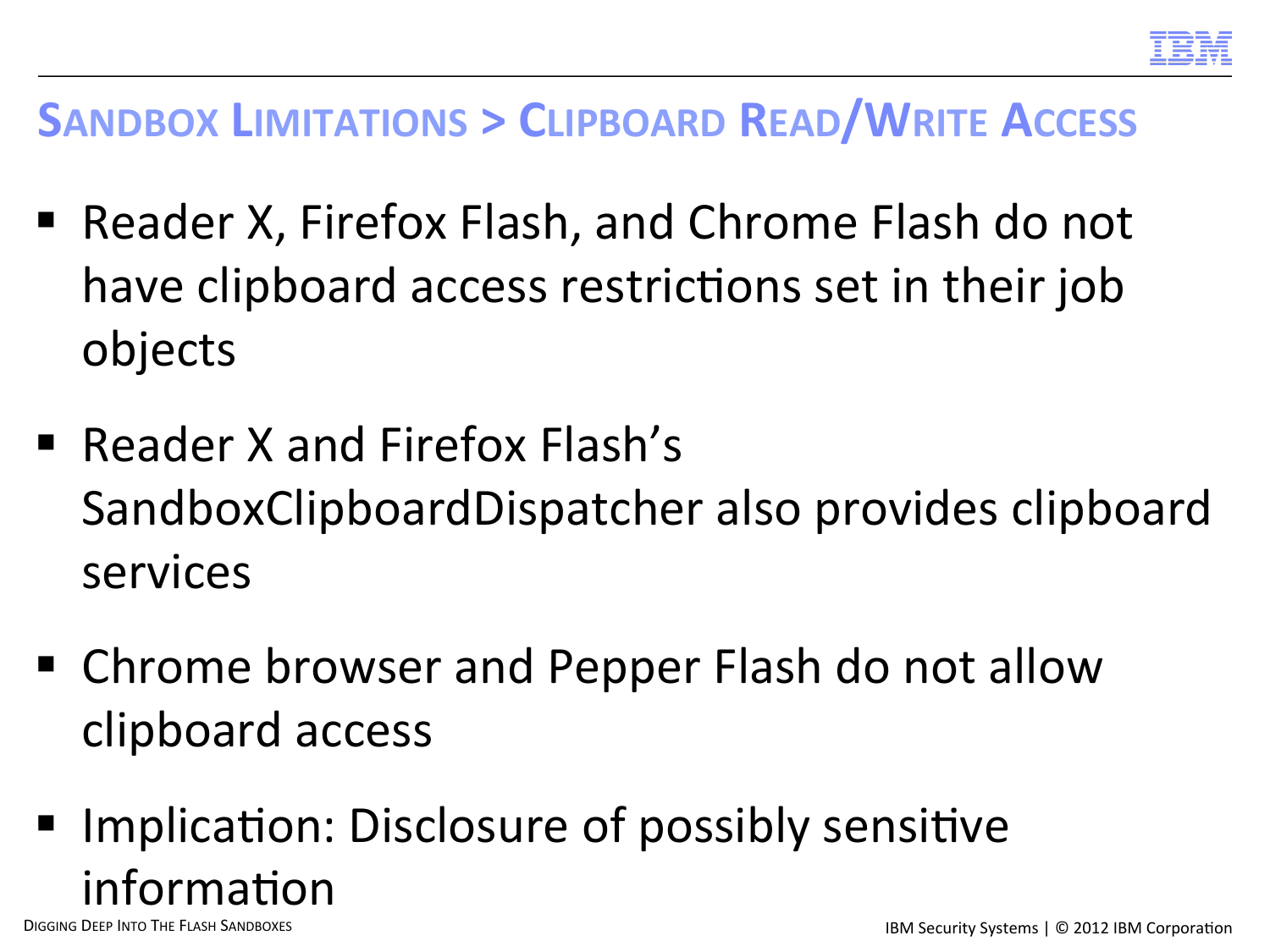## Sandbox Limitations > Clipboard Read/Write Access

- Reader X, Firefox Flash, and Chrome Flash do not have clipboard access restrictions set in their job objects
- Reader X and Firefox Flash's SandboxClipboardDispatcher also provides clipboard services
- Chrome browser and Pepper Flash do not allow clipboard access
- Implication: Disclosure of possibly sensitive information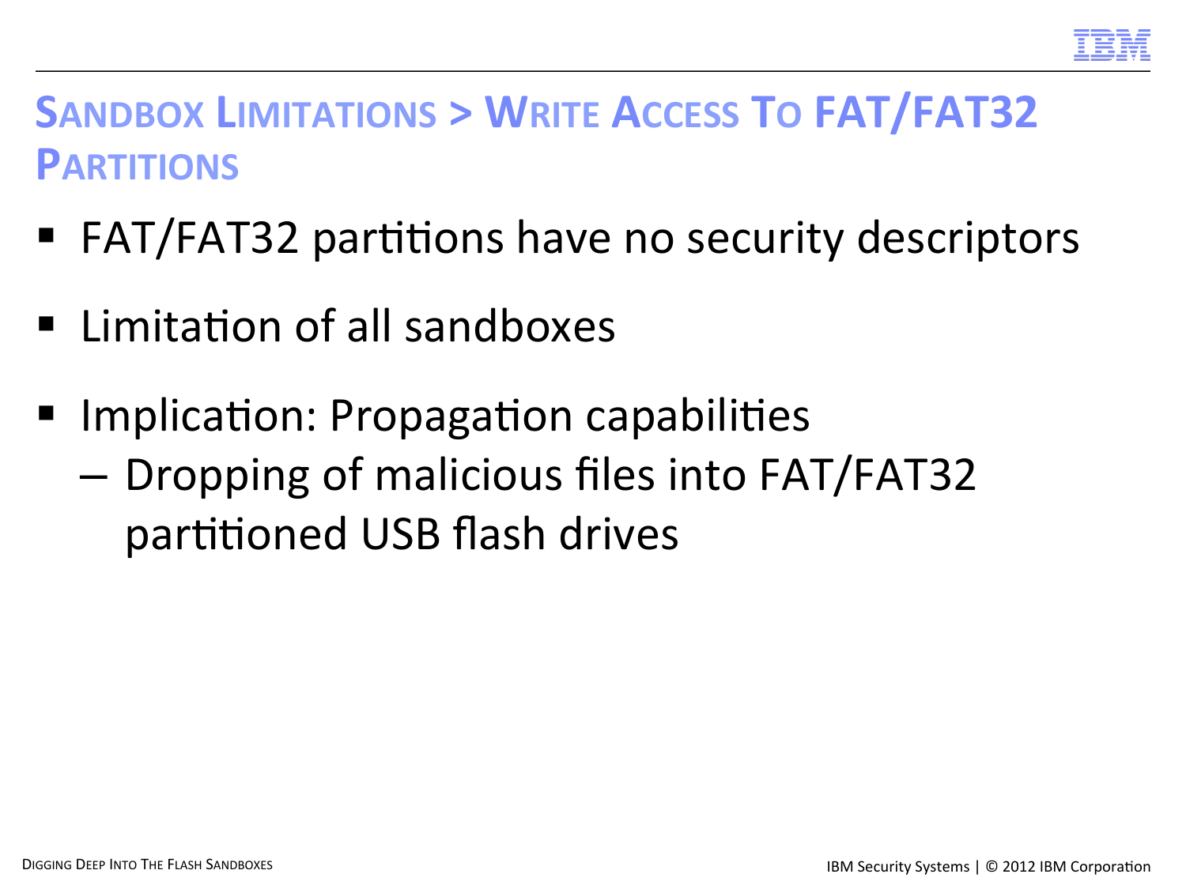## SANDBOX LIMITATIONS > WRITE ACCESS TO FAT/FAT32 PARTITIONS

- FAT/FAT32 partitions have no security descriptors
- Limitation of all sandboxes
- Implication: Propagation capabilities
  - Dropping of malicious files into FAT/FAT32 partitioned USB flash drives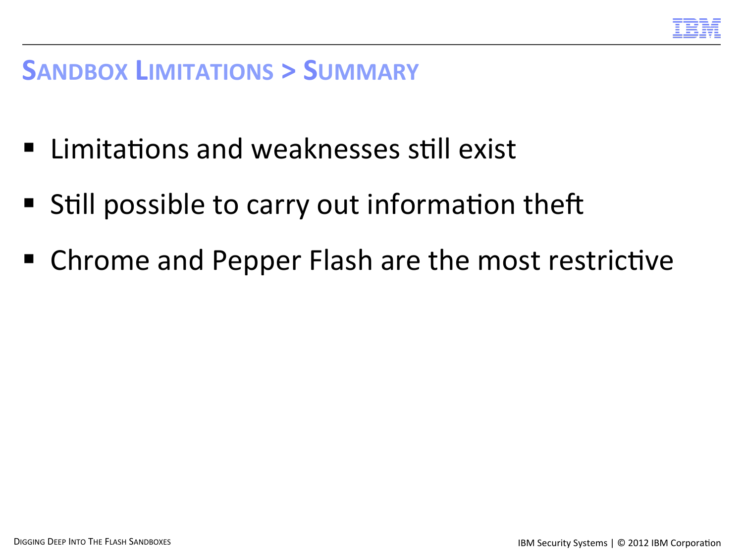## Sandbox Limitations > Summary

- Limitations and weaknesses still exist
- Still possible to carry out information theft
- Chrome and Pepper Flash are the most restrictive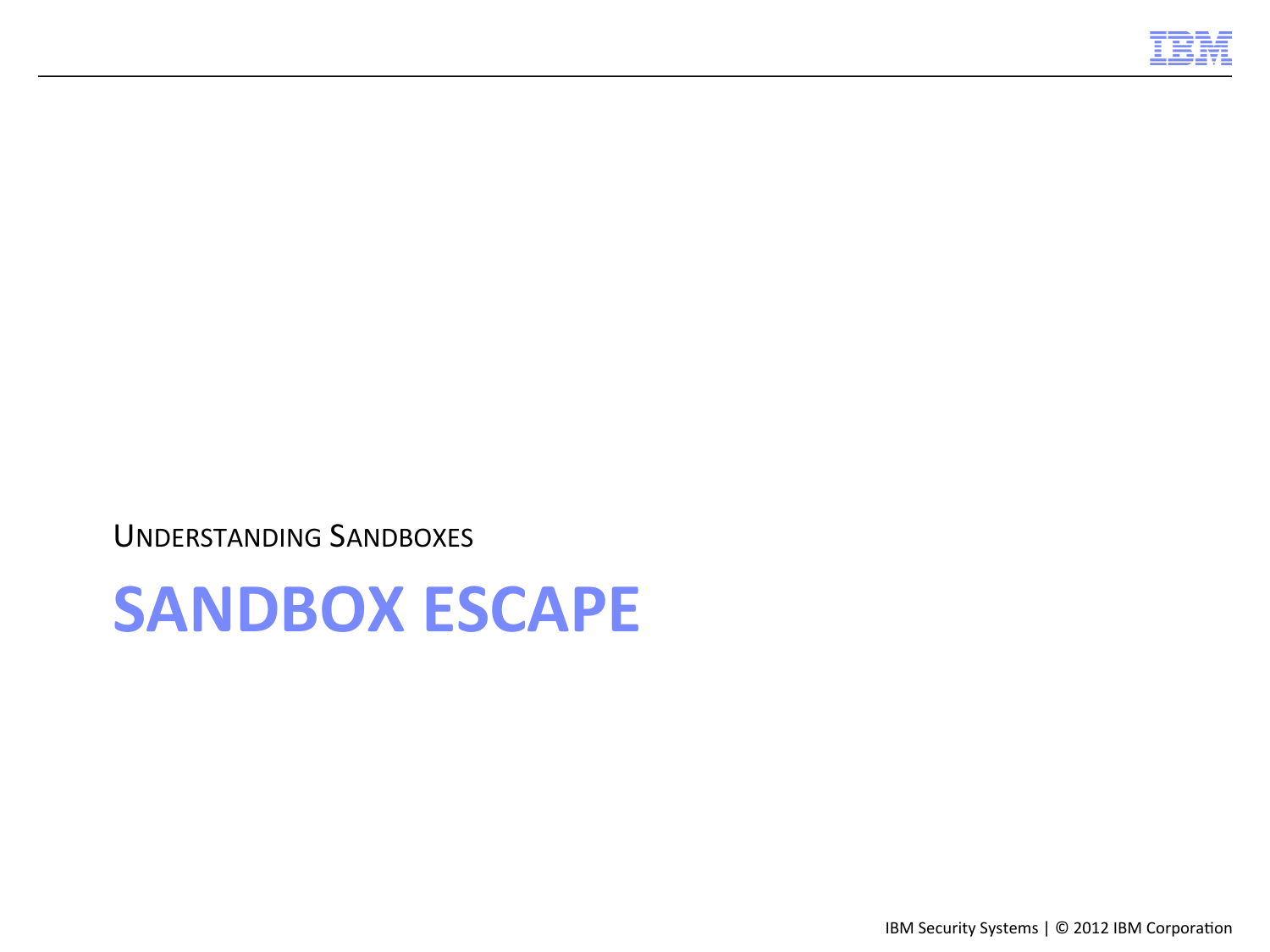UNDERSTANDING SANDBOXES

# SANDBOX ESCAPE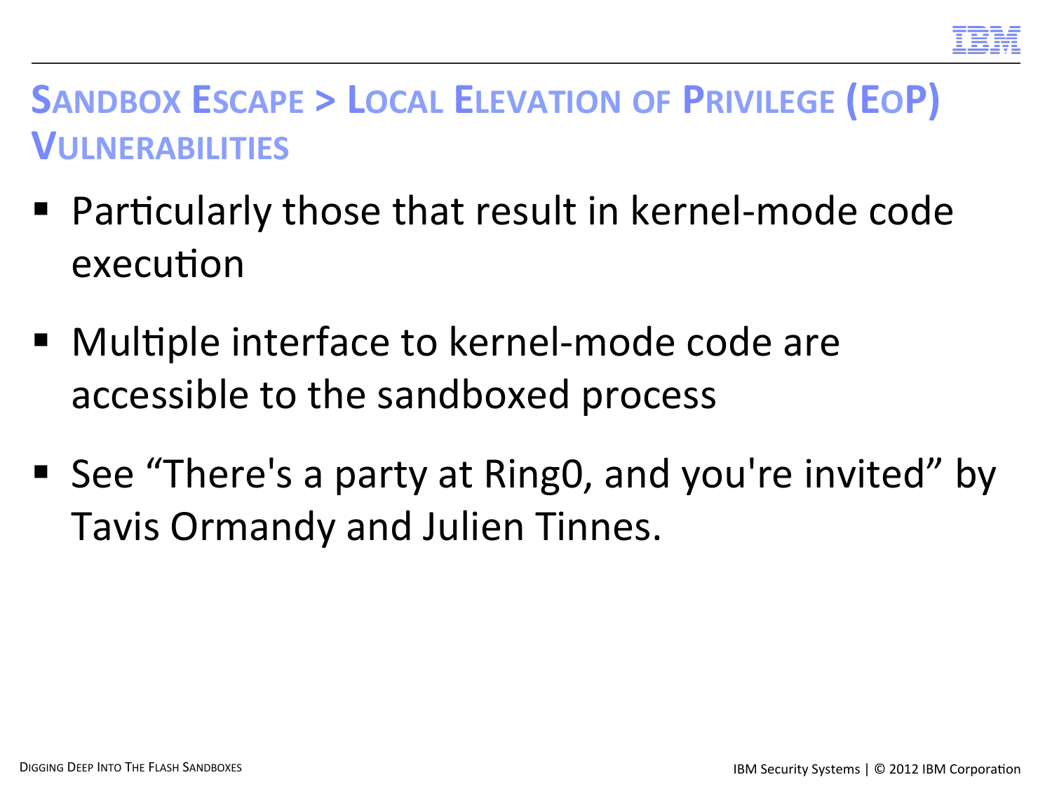## Sandbox Escape > Local Elevation of Privilege (EoP) Vulnerabilities

- Particularly those that result in kernel-mode code execution
- Multiple interface to kernel-mode code are accessible to the sandboxed process
- See “There's a party at Ring0, and you're invited” by Tavis Ormandy and Julien Tinnes.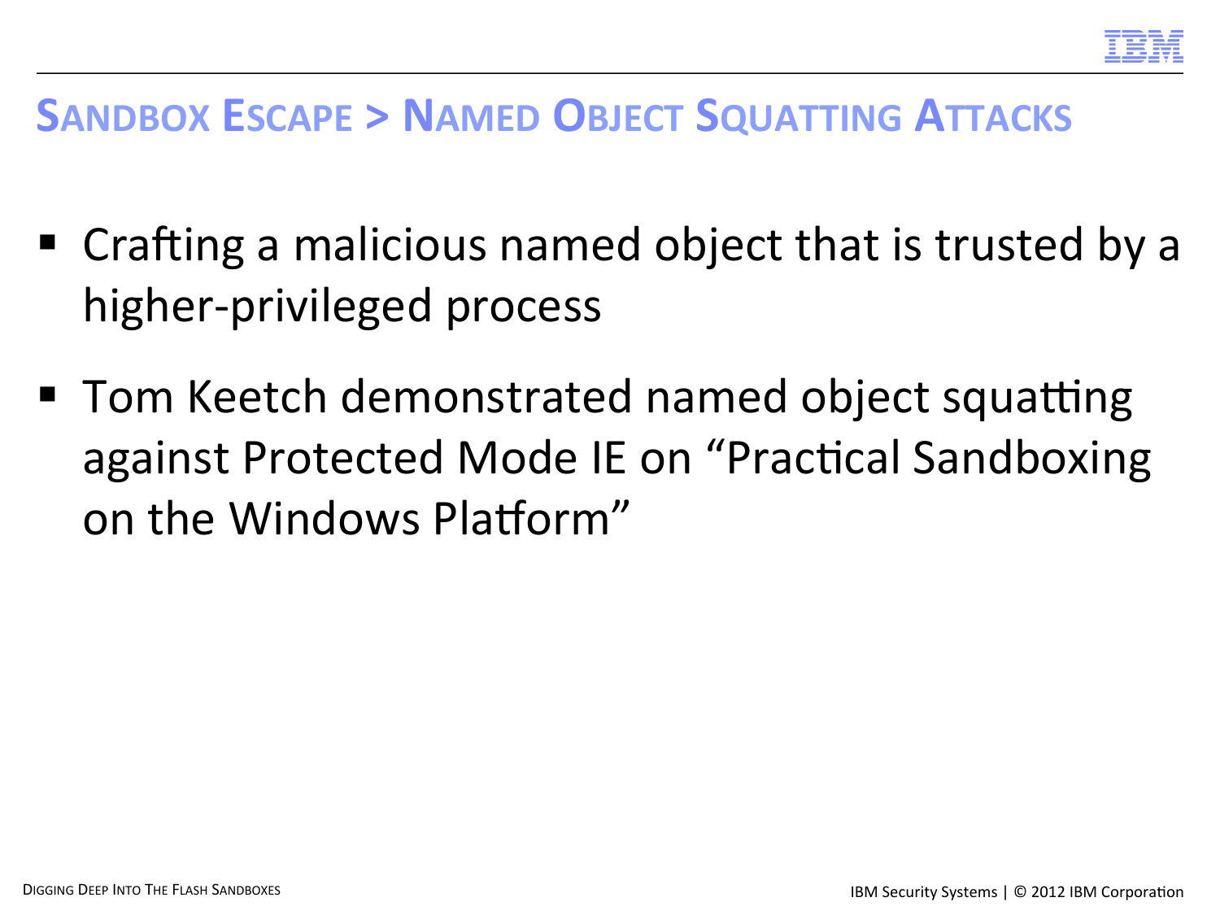## Sandbox Escape > Named Object Squatting Attacks

- Crafting a malicious named object that is trusted by a higher-privileged process
- Tom Keetch demonstrated named object squatting against Protected Mode IE on "Practical Sandboxing on the Windows Platform"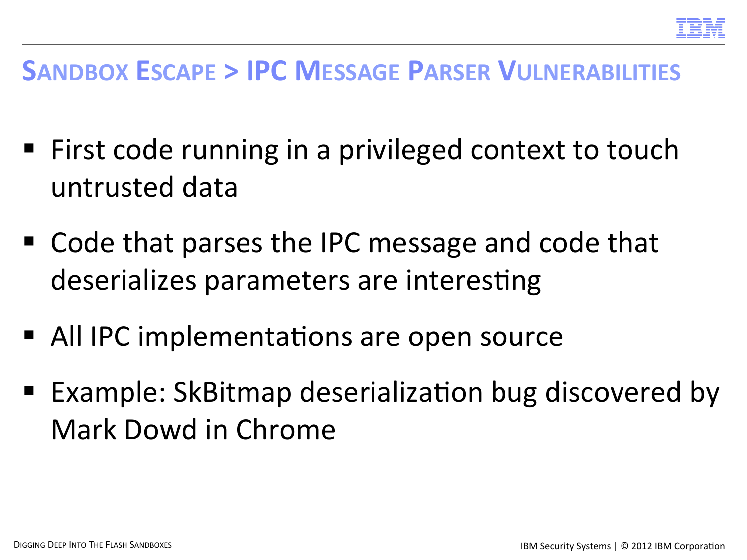## Sandbox Escape > IPC Message Parser Vulnerabilities

- First code running in a privileged context to touch untrusted data
- Code that parses the IPC message and code that deserializes parameters are interesting
- All IPC implementations are open source
- Example: SkBitmap deserialization bug discovered by Mark Dowd in Chrome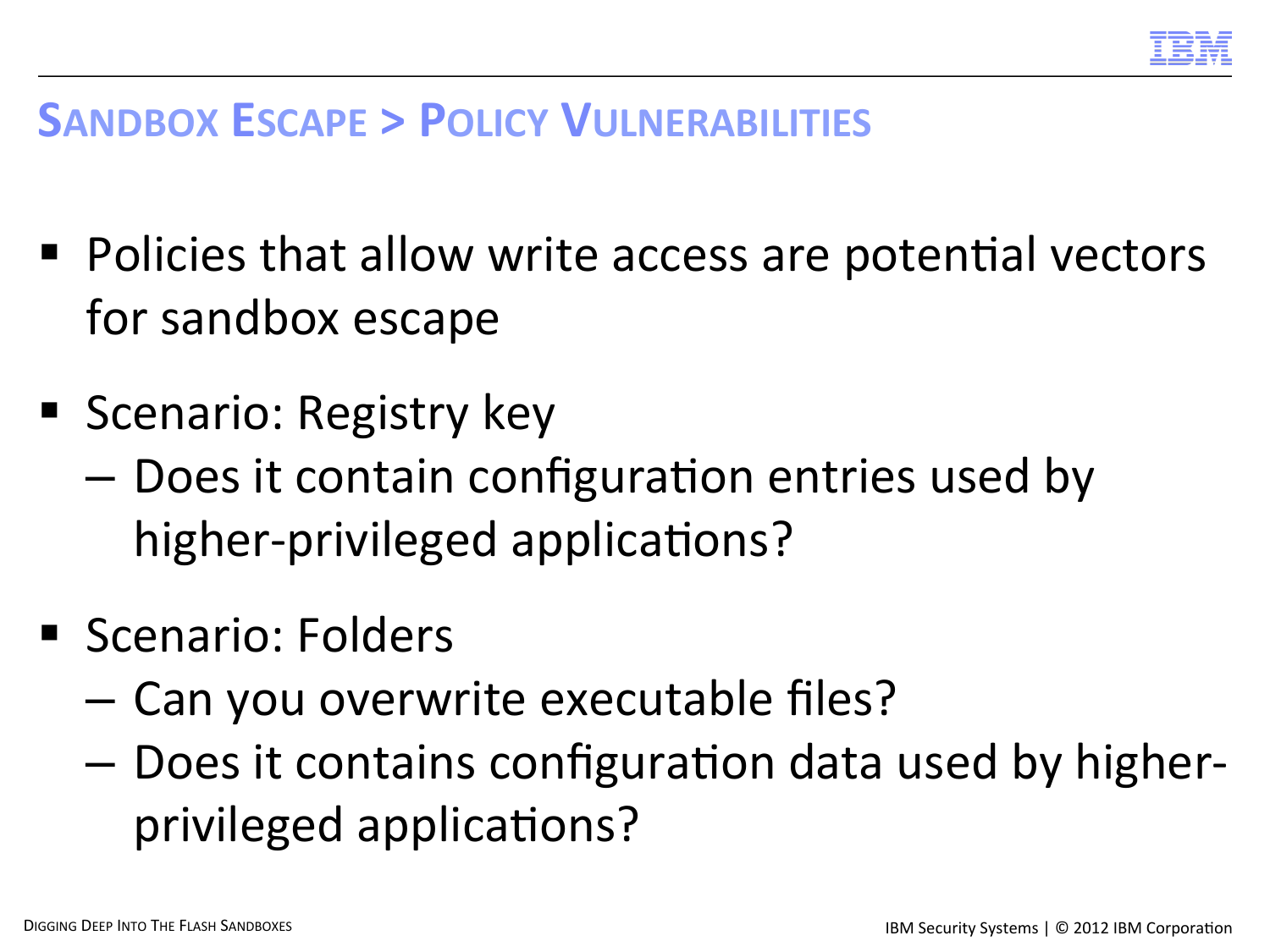## Sandbox Escape > Policy Vulnerabilities

- Policies that allow write access are potential vectors for sandbox escape
- Scenario: Registry key
  - Does it contain configuration entries used by higher-privileged applications?
- Scenario: Folders
  - Can you overwrite executable files?
  - Does it contains configuration data used by higher-privileged applications?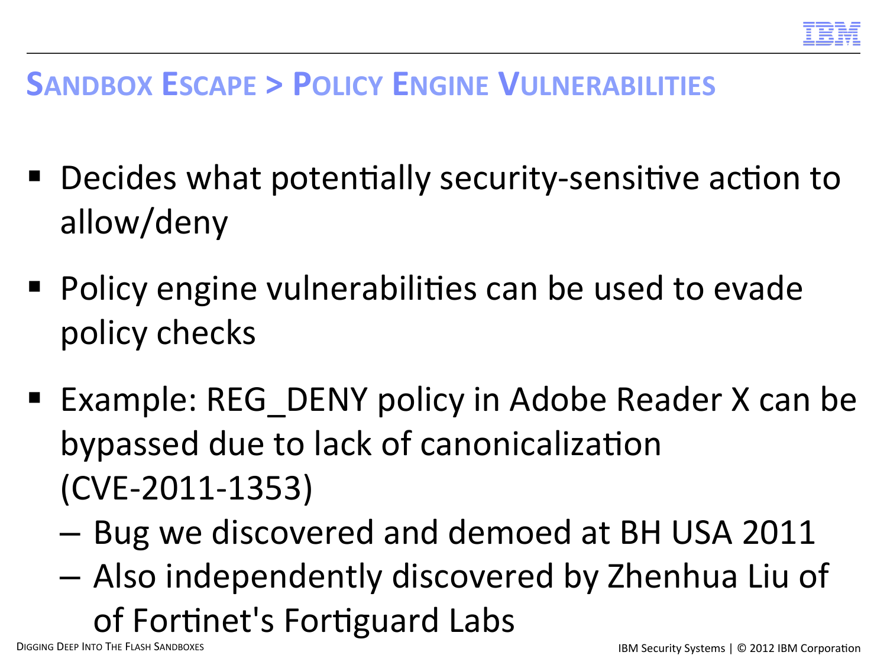## Sandbox Escape > Policy Engine Vulnerabilities

- Decides what potentially security-sensitive action to allow/deny
- Policy engine vulnerabilities can be used to evade policy checks
- Example: REG_DENY policy in Adobe Reader X can be bypassed due to lack of canonicalization (CVE-2011-1353)
  - Bug we discovered and demoed at BH USA 2011
  - Also independently discovered by Zhenhua Liu of of Fortinet's Fortiguard Labs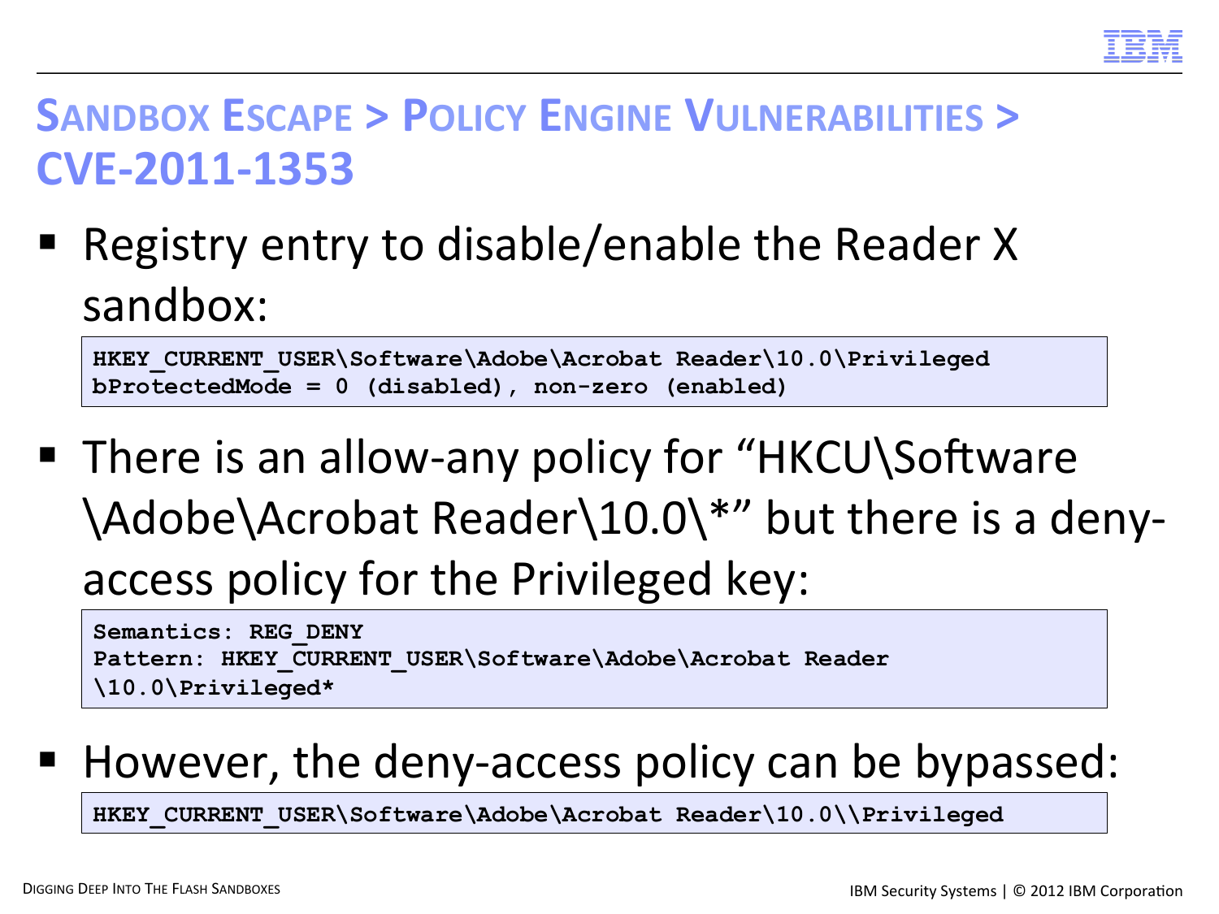# Sandbox Escape > Policy Engine Vulnerabilities > CVE-2011-1353

- Registry entry to disable/enable the Reader X sandbox:

```
HKEY_CURRENT_USER\Software\Adobe\Acrobat Reader\10.0\Privileged
bProtectedMode = 0 (disabled), non-zero (enabled)
```

- There is an allow-any policy for "HKCU\Software\Adobe\Acrobat Reader\10.0\*" but there is a deny-access policy for the Privileged key:

```
Semantics: REG_DENY
Pattern: HKEY_CURRENT_USER\Software\Adobe\Acrobat Reader
\10.0\Privileged*
```

- However, the deny-access policy can be bypassed:

```
HKEY_CURRENT_USER\Software\Adobe\Acrobat Reader\10.0\\Privileged
```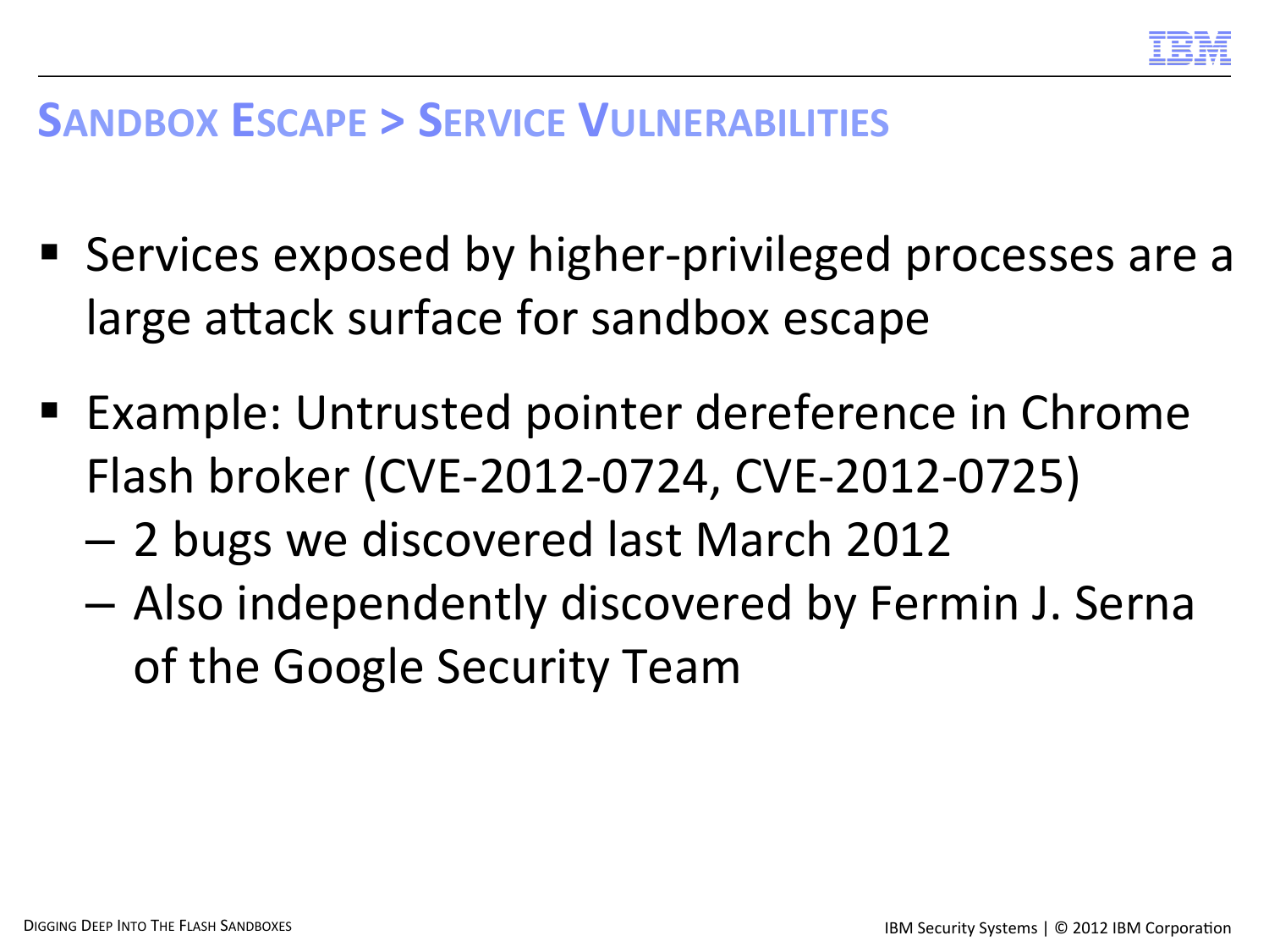## SANDBOX ESCAPE > SERVICE VULNERABILITIES

- Services exposed by higher-privileged processes are a large attack surface for sandbox escape
- Example: Untrusted pointer dereference in Chrome Flash broker (CVE-2012-0724, CVE-2012-0725)
  - 2 bugs we discovered last March 2012
  - Also independently discovered by Fermin J. Serna of the Google Security Team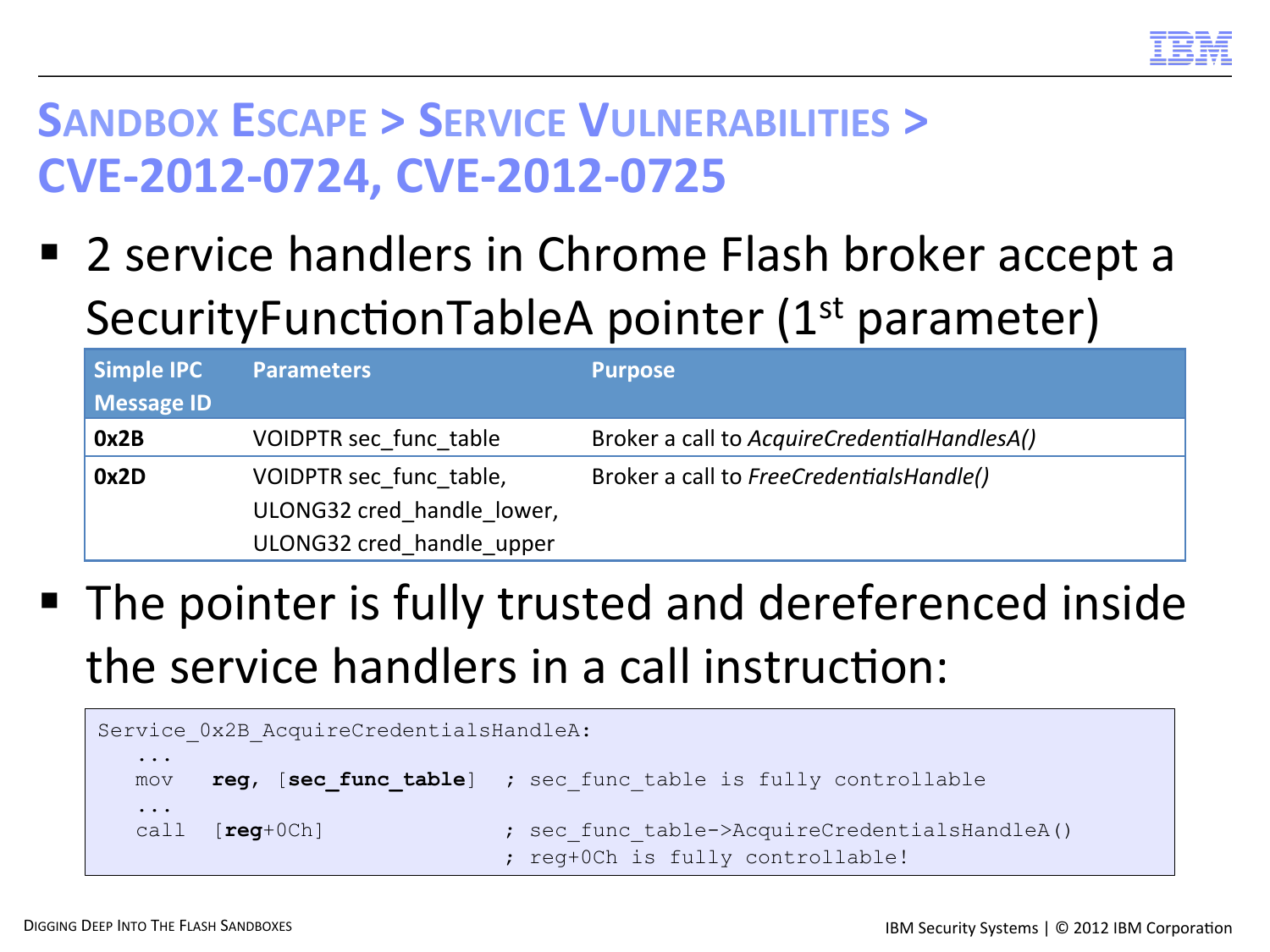# SANDBOX ESCAPE > SERVICE VULNERABILITIES > CVE-2012-0724, CVE-2012-0725

- 2 service handlers in Chrome Flash broker accept a SecurityFunctionTableA pointer (1st parameter)

| Simple IPC Message ID | Parameters | Purpose |
|---|---|---|
| **0x2B** | VOIDPTR sec_func_table | Broker a call to *AcquireCredentialHandlesA()* |
| **0x2D** | VOIDPTR sec_func_table,<br>ULONG32 cred_handle_lower,<br>ULONG32 cred_handle_upper | Broker a call to *FreeCredentialsHandle()* |

- The pointer is fully trusted and dereferenced inside the service handlers in a call instruction:

```
Service_0x2B_AcquireCredentialsHandleA:
   ...
   mov   reg, [sec_func_table]  ; sec_func_table is fully controllable
   ...
   call  [reg+0Ch]              ; sec_func_table->AcquireCredentialsHandleA()
                                ; reg+0Ch is fully controllable!
```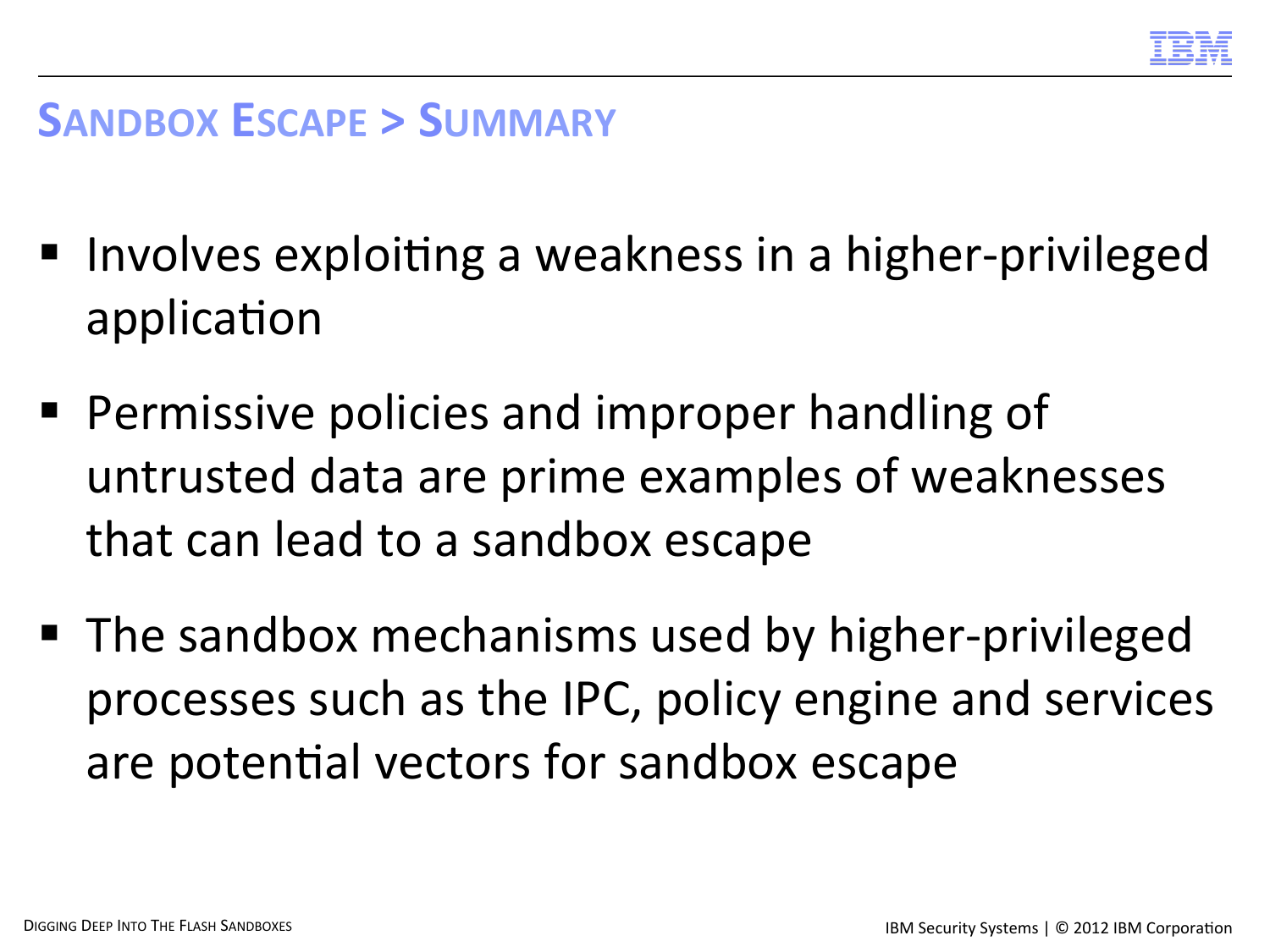## Sandbox Escape > Summary

- Involves exploiting a weakness in a higher-privileged application
- Permissive policies and improper handling of untrusted data are prime examples of weaknesses that can lead to a sandbox escape
- The sandbox mechanisms used by higher-privileged processes such as the IPC, policy engine and services are potential vectors for sandbox escape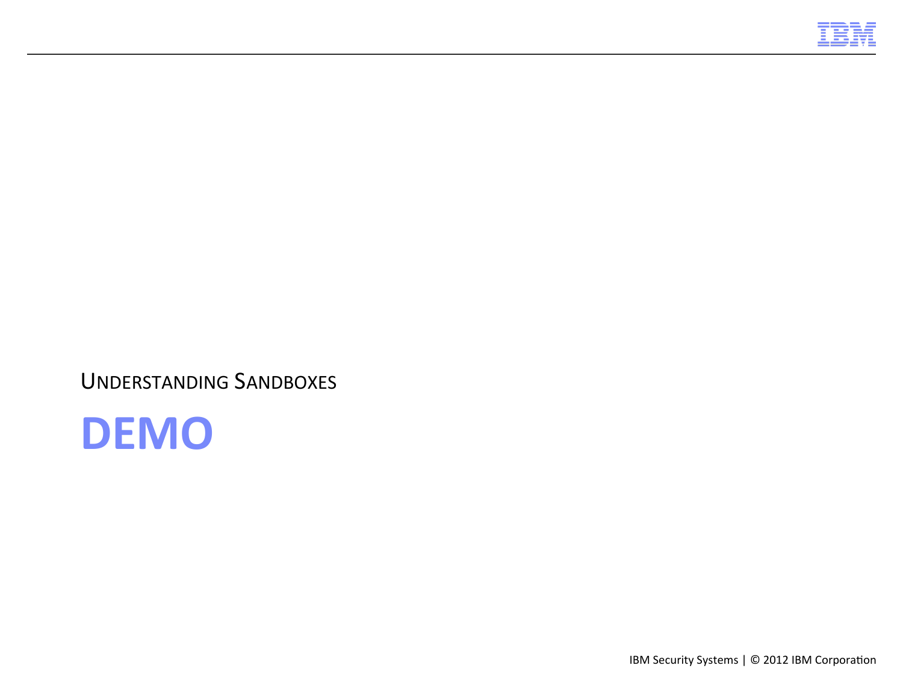Understanding Sandboxes

# DEMO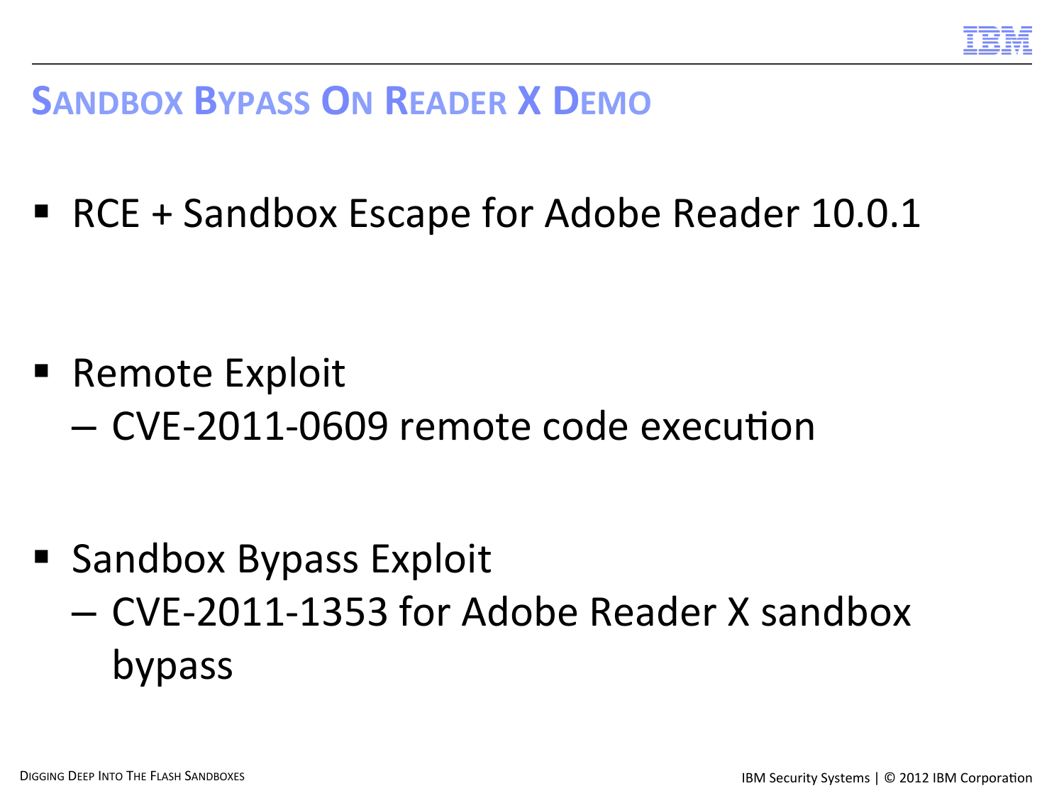## Sandbox Bypass On Reader X Demo

- RCE + Sandbox Escape for Adobe Reader 10.0.1

- Remote Exploit
  – CVE-2011-0609 remote code execution

- Sandbox Bypass Exploit
  – CVE-2011-1353 for Adobe Reader X sandbox bypass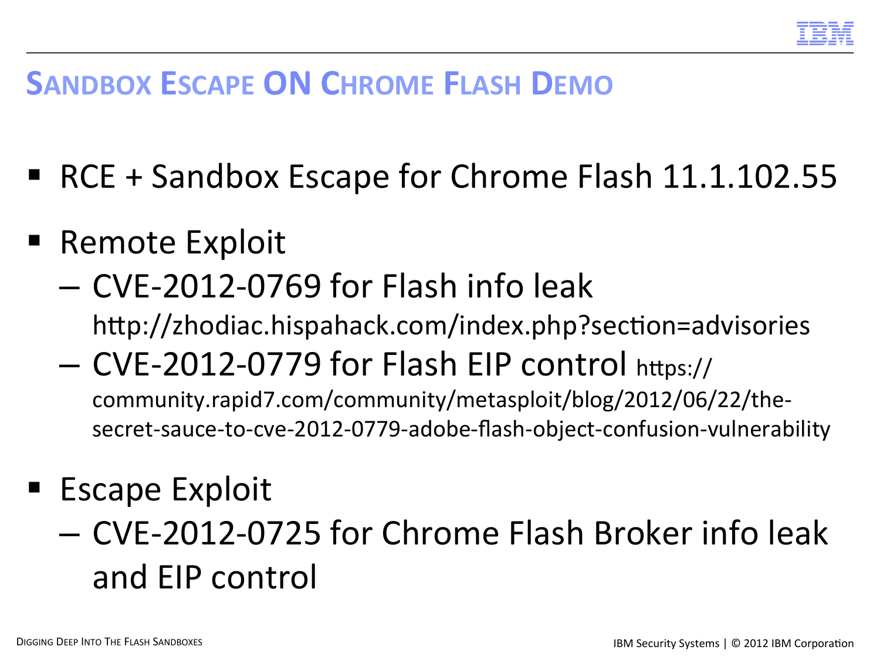## Sandbox Escape ON Chrome Flash Demo

- RCE + Sandbox Escape for Chrome Flash 11.1.102.55
- Remote Exploit
  - CVE-2012-0769 for Flash info leak
    http://zhodiac.hispahack.com/index.php?section=advisories
  - CVE-2012-0779 for Flash EIP control https://community.rapid7.com/community/metasploit/blog/2012/06/22/the-secret-sauce-to-cve-2012-0779-adobe-flash-object-confusion-vulnerability
- Escape Exploit
  - CVE-2012-0725 for Chrome Flash Broker info leak and EIP control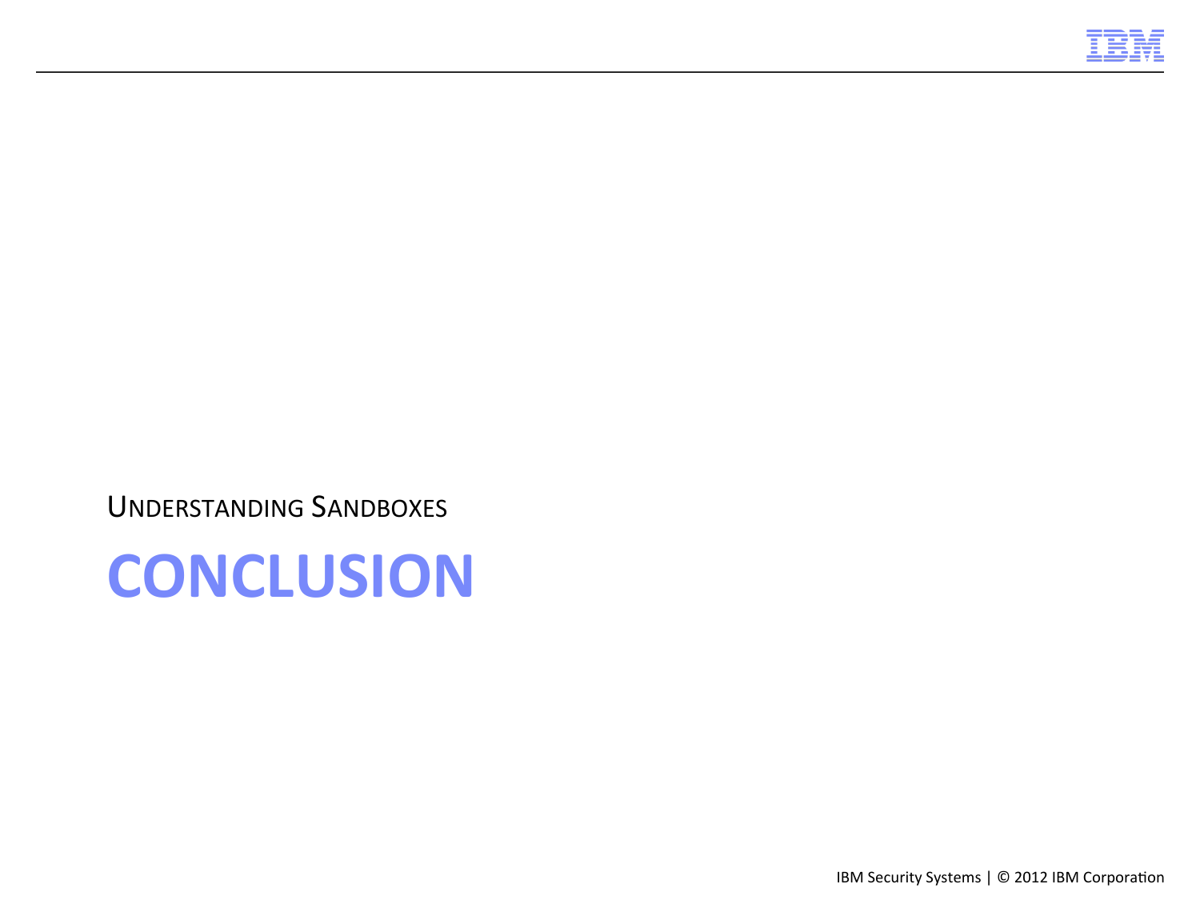UNDERSTANDING SANDBOXES

# CONCLUSION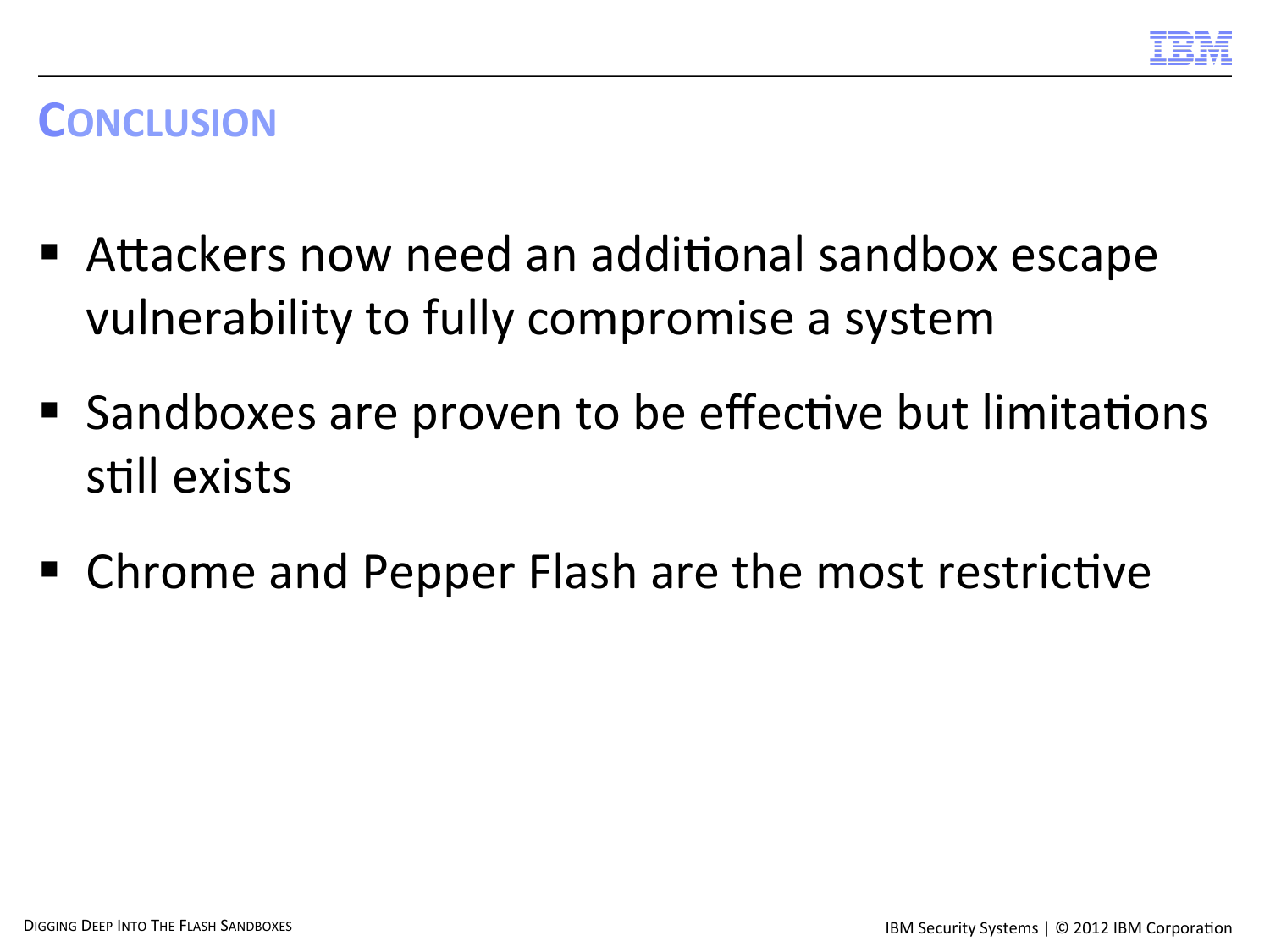## Conclusion

- Attackers now need an additional sandbox escape vulnerability to fully compromise a system
- Sandboxes are proven to be effective but limitations still exists
- Chrome and Pepper Flash are the most restrictive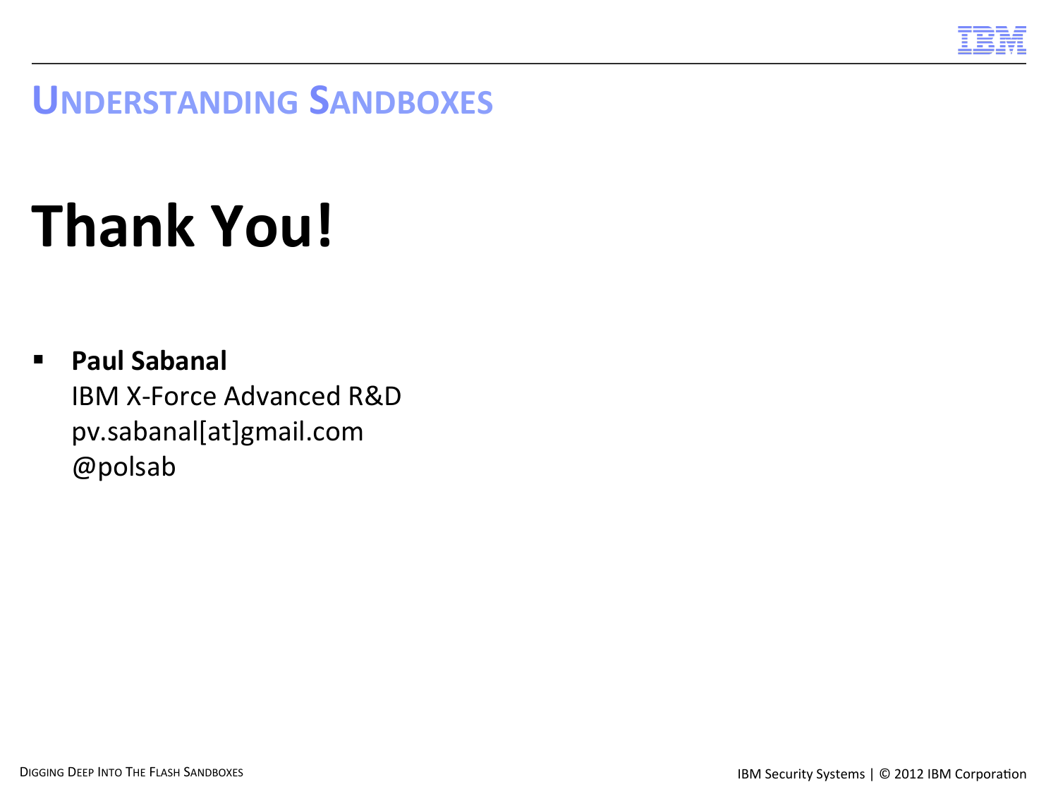## UNDERSTANDING SANDBOXES

# Thank You!

- **Paul Sabanal**
  IBM X-Force Advanced R&D
  pv.sabanal[at]gmail.com
  @polsab